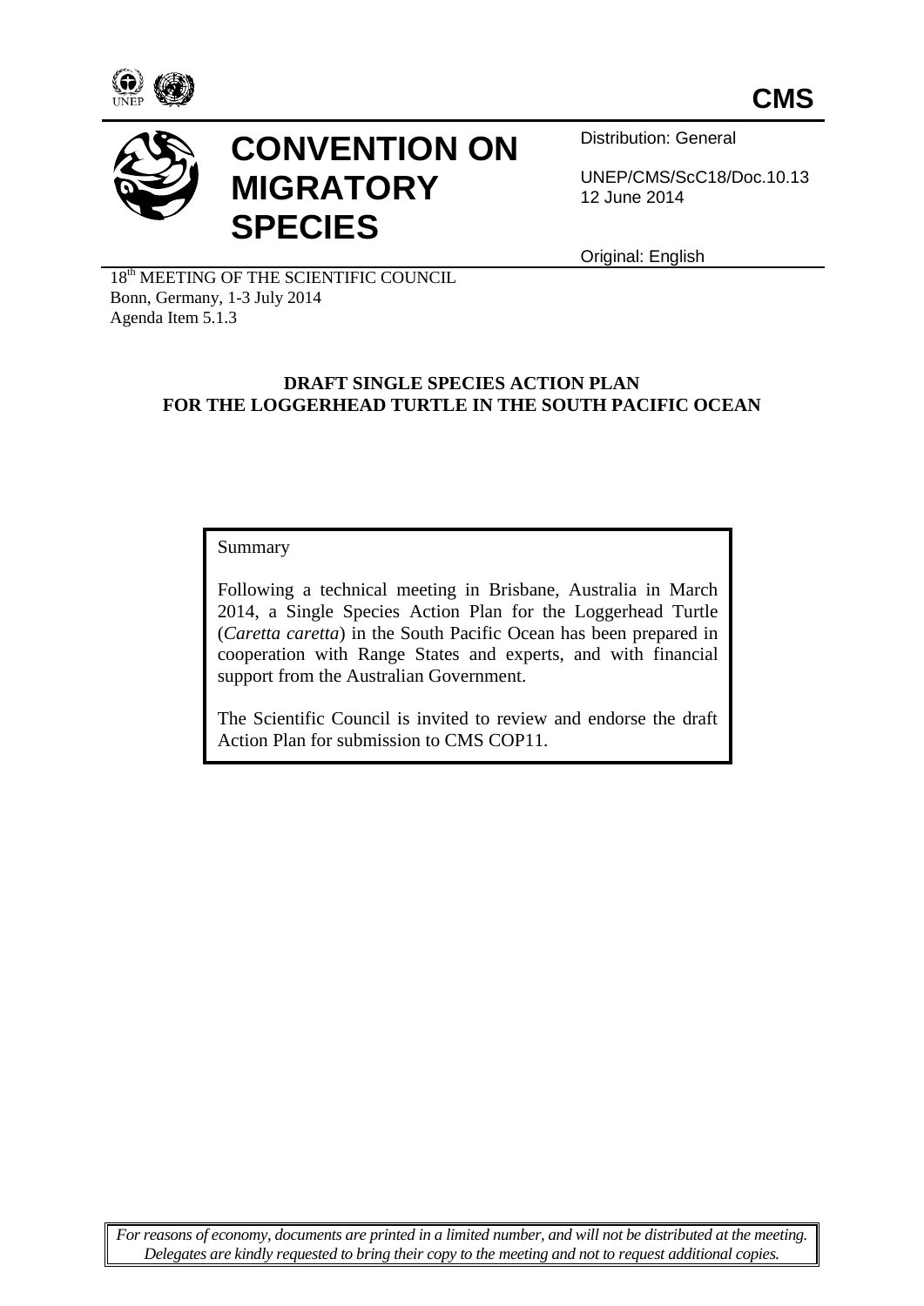**CMS**

# CONVENTION ON MIGRATORY SPECIES

Distribution: General

UNEP/CMS/ScC18/Doc.10.13
12 June 2014

Original: English

18th MEETING OF THE SCIENTIFIC COUNCIL
Bonn, Germany, 1-3 July 2014
Agenda Item 5.1.3

## DRAFT SINGLE SPECIES ACTION PLAN FOR THE LOGGERHEAD TURTLE IN THE SOUTH PACIFIC OCEAN

Summary

Following a technical meeting in Brisbane, Australia in March 2014, a Single Species Action Plan for the Loggerhead Turtle (*Caretta caretta*) in the South Pacific Ocean has been prepared in cooperation with Range States and experts, and with financial support from the Australian Government.

The Scientific Council is invited to review and endorse the draft Action Plan for submission to CMS COP11.

*For reasons of economy, documents are printed in a limited number, and will not be distributed at the meeting. Delegates are kindly requested to bring their copy to the meeting and not to request additional copies.*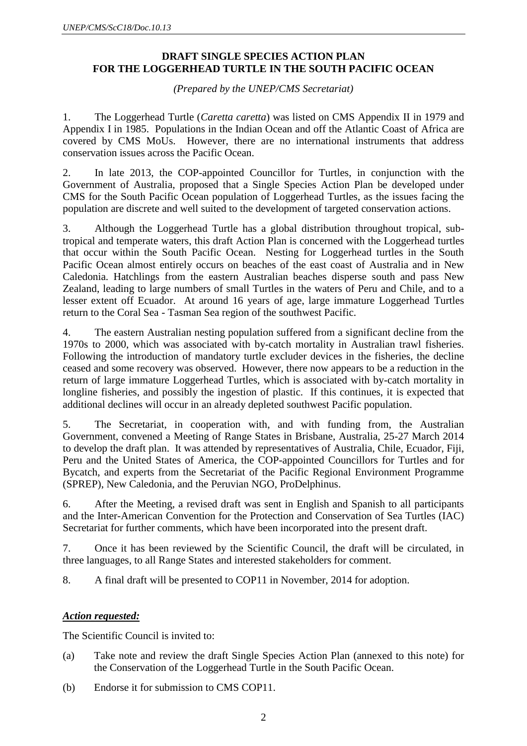**DRAFT SINGLE SPECIES ACTION PLAN**
**FOR THE LOGGERHEAD TURTLE IN THE SOUTH PACIFIC OCEAN**

*(Prepared by the UNEP/CMS Secretariat)*

1. The Loggerhead Turtle (*Caretta caretta*) was listed on CMS Appendix II in 1979 and Appendix I in 1985. Populations in the Indian Ocean and off the Atlantic Coast of Africa are covered by CMS MoUs. However, there are no international instruments that address conservation issues across the Pacific Ocean.

2. In late 2013, the COP-appointed Councillor for Turtles, in conjunction with the Government of Australia, proposed that a Single Species Action Plan be developed under CMS for the South Pacific Ocean population of Loggerhead Turtles, as the issues facing the population are discrete and well suited to the development of targeted conservation actions.

3. Although the Loggerhead Turtle has a global distribution throughout tropical, sub-tropical and temperate waters, this draft Action Plan is concerned with the Loggerhead turtles that occur within the South Pacific Ocean. Nesting for Loggerhead turtles in the South Pacific Ocean almost entirely occurs on beaches of the east coast of Australia and in New Caledonia. Hatchlings from the eastern Australian beaches disperse south and pass New Zealand, leading to large numbers of small Turtles in the waters of Peru and Chile, and to a lesser extent off Ecuador. At around 16 years of age, large immature Loggerhead Turtles return to the Coral Sea - Tasman Sea region of the southwest Pacific.

4. The eastern Australian nesting population suffered from a significant decline from the 1970s to 2000, which was associated with by-catch mortality in Australian trawl fisheries. Following the introduction of mandatory turtle excluder devices in the fisheries, the decline ceased and some recovery was observed. However, there now appears to be a reduction in the return of large immature Loggerhead Turtles, which is associated with by-catch mortality in longline fisheries, and possibly the ingestion of plastic. If this continues, it is expected that additional declines will occur in an already depleted southwest Pacific population.

5. The Secretariat, in cooperation with, and with funding from, the Australian Government, convened a Meeting of Range States in Brisbane, Australia, 25-27 March 2014 to develop the draft plan. It was attended by representatives of Australia, Chile, Ecuador, Fiji, Peru and the United States of America, the COP-appointed Councillors for Turtles and for Bycatch, and experts from the Secretariat of the Pacific Regional Environment Programme (SPREP), New Caledonia, and the Peruvian NGO, ProDelphinus.

6. After the Meeting, a revised draft was sent in English and Spanish to all participants and the Inter-American Convention for the Protection and Conservation of Sea Turtles (IAC) Secretariat for further comments, which have been incorporated into the present draft.

7. Once it has been reviewed by the Scientific Council, the draft will be circulated, in three languages, to all Range States and interested stakeholders for comment.

8. A final draft will be presented to COP11 in November, 2014 for adoption.

***Action requested:***

The Scientific Council is invited to:

(a) Take note and review the draft Single Species Action Plan (annexed to this note) for the Conservation of the Loggerhead Turtle in the South Pacific Ocean.

(b) Endorse it for submission to CMS COP11.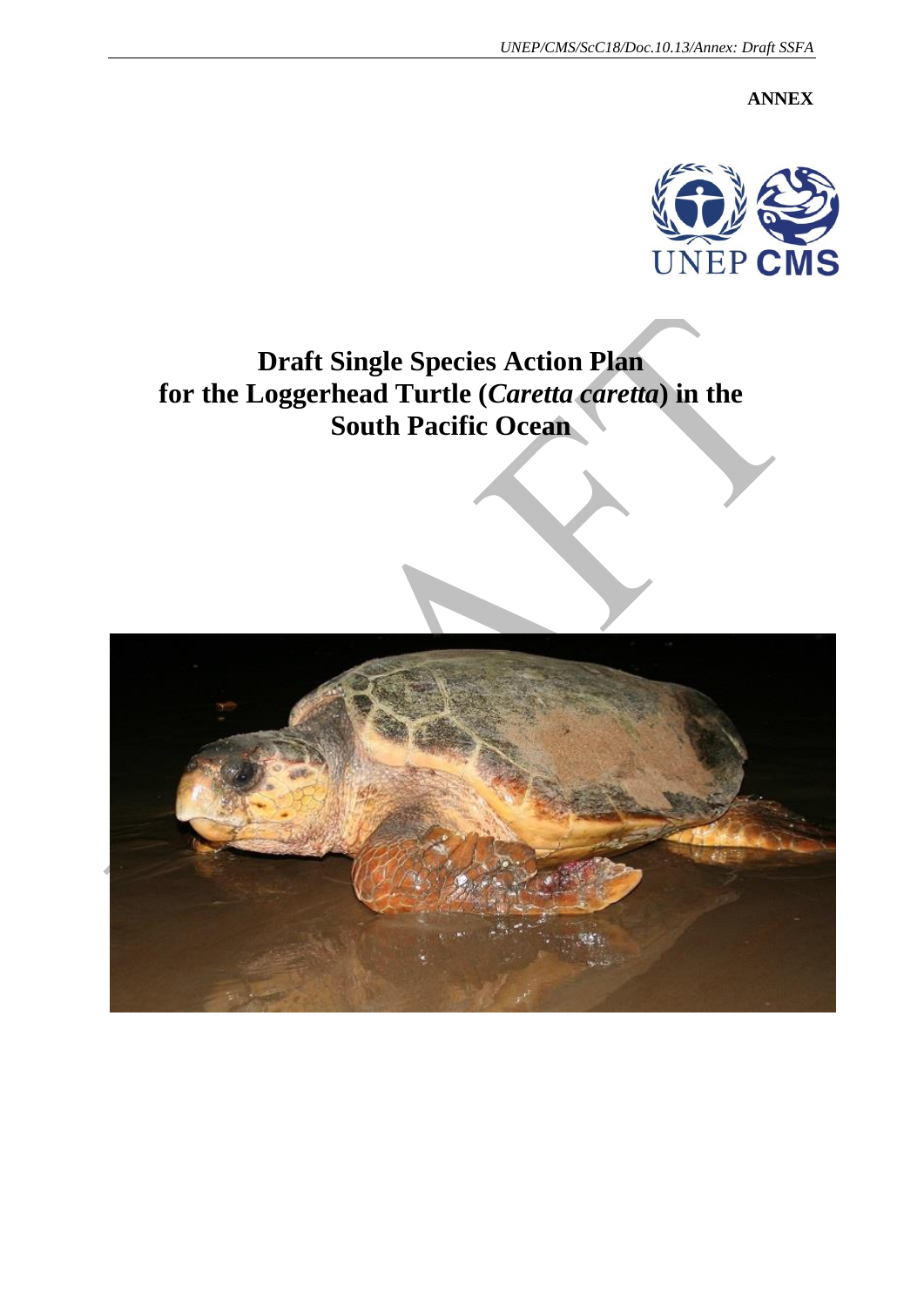**ANNEX**

# Draft Single Species Action Plan for the Loggerhead Turtle (*Caretta caretta*) in the South Pacific Ocean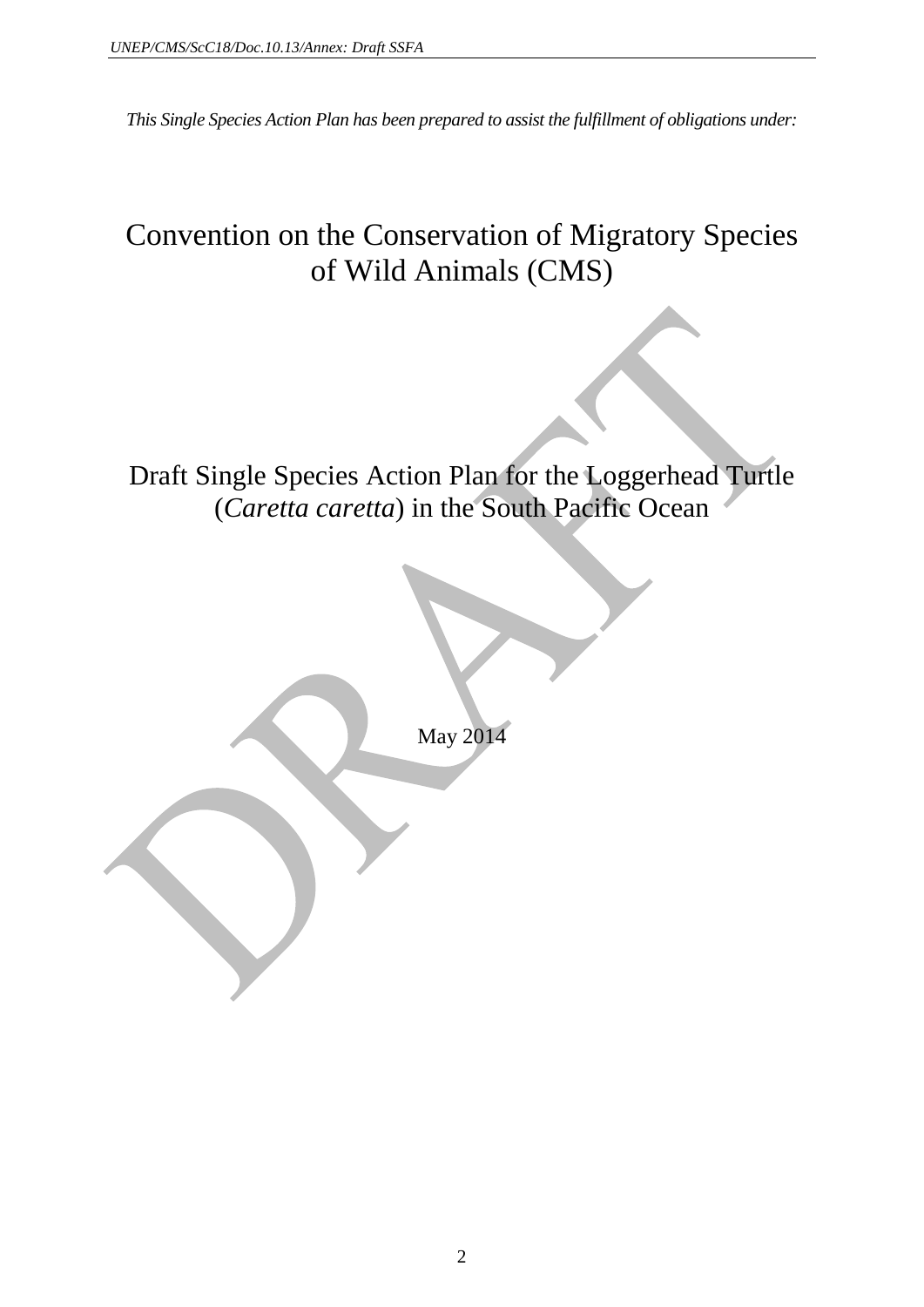*This Single Species Action Plan has been prepared to assist the fulfillment of obligations under:*

# Convention on the Conservation of Migratory Species of Wild Animals (CMS)

# Draft Single Species Action Plan for the Loggerhead Turtle (*Caretta caretta*) in the South Pacific Ocean

May 2014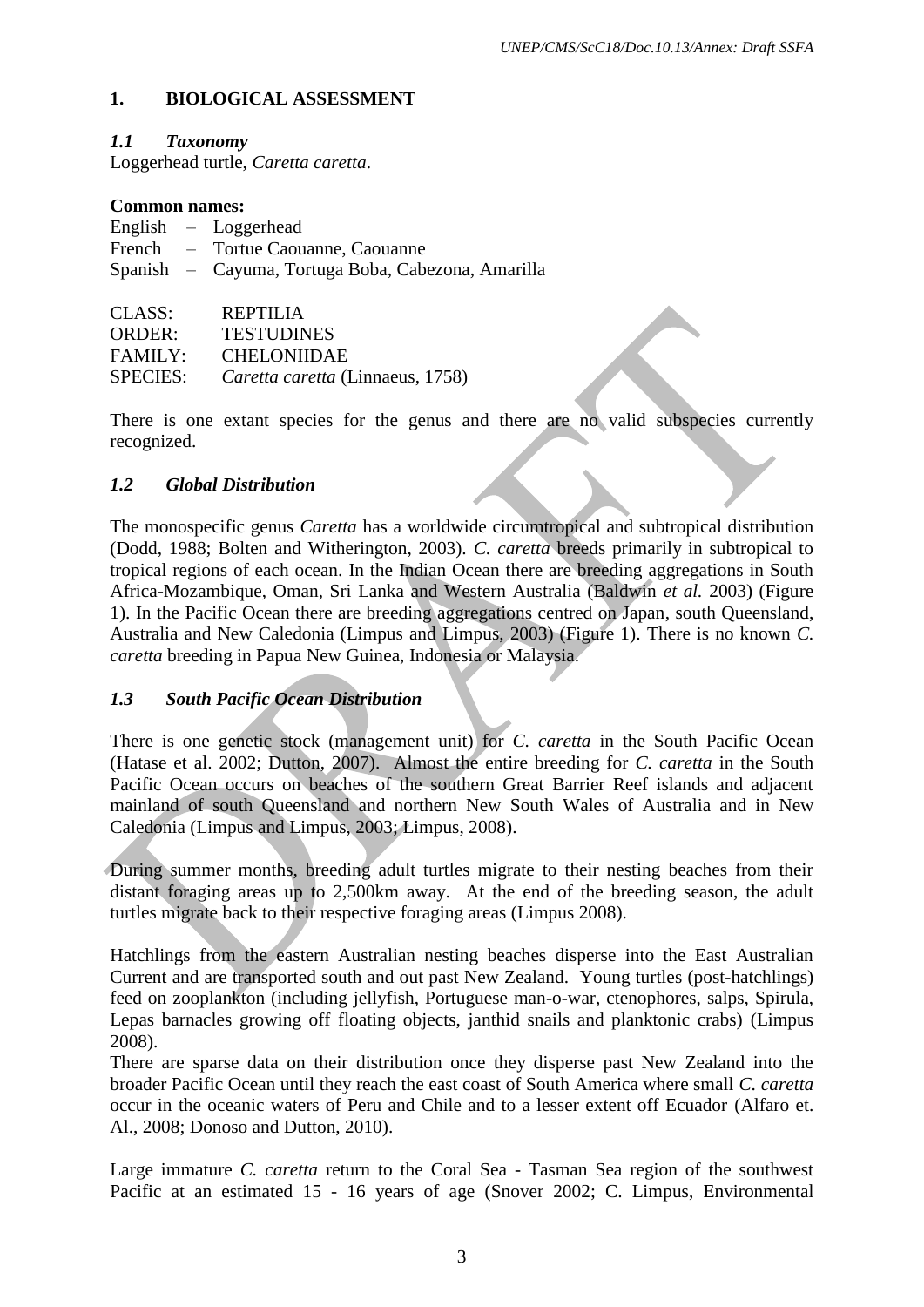## 1. BIOLOGICAL ASSESSMENT

### *1.1 Taxonomy*

Loggerhead turtle, *Caretta caretta*.

**Common names:**

English – Loggerhead
French – Tortue Caouanne, Caouanne
Spanish – Cayuma, Tortuga Boba, Cabezona, Amarilla

CLASS: REPTILIA
ORDER: TESTUDINES
FAMILY: CHELONIIDAE
SPECIES: *Caretta caretta* (Linnaeus, 1758)

There is one extant species for the genus and there are no valid subspecies currently recognized.

### *1.2 Global Distribution*

The monospecific genus *Caretta* has a worldwide circumtropical and subtropical distribution (Dodd, 1988; Bolten and Witherington, 2003). *C. caretta* breeds primarily in subtropical to tropical regions of each ocean. In the Indian Ocean there are breeding aggregations in South Africa-Mozambique, Oman, Sri Lanka and Western Australia (Baldwin *et al.* 2003) (Figure 1). In the Pacific Ocean there are breeding aggregations centred on Japan, south Queensland, Australia and New Caledonia (Limpus and Limpus, 2003) (Figure 1). There is no known *C. caretta* breeding in Papua New Guinea, Indonesia or Malaysia.

### *1.3 South Pacific Ocean Distribution*

There is one genetic stock (management unit) for *C. caretta* in the South Pacific Ocean (Hatase et al. 2002; Dutton, 2007). Almost the entire breeding for *C. caretta* in the South Pacific Ocean occurs on beaches of the southern Great Barrier Reef islands and adjacent mainland of south Queensland and northern New South Wales of Australia and in New Caledonia (Limpus and Limpus, 2003; Limpus, 2008).

During summer months, breeding adult turtles migrate to their nesting beaches from their distant foraging areas up to 2,500km away. At the end of the breeding season, the adult turtles migrate back to their respective foraging areas (Limpus 2008).

Hatchlings from the eastern Australian nesting beaches disperse into the East Australian Current and are transported south and out past New Zealand. Young turtles (post-hatchlings) feed on zooplankton (including jellyfish, Portuguese man-o-war, ctenophores, salps, Spirula, Lepas barnacles growing off floating objects, janthid snails and planktonic crabs) (Limpus 2008).

There are sparse data on their distribution once they disperse past New Zealand into the broader Pacific Ocean until they reach the east coast of South America where small *C. caretta* occur in the oceanic waters of Peru and Chile and to a lesser extent off Ecuador (Alfaro et. Al., 2008; Donoso and Dutton, 2010).

Large immature *C. caretta* return to the Coral Sea - Tasman Sea region of the southwest Pacific at an estimated 15 - 16 years of age (Snover 2002; C. Limpus, Environmental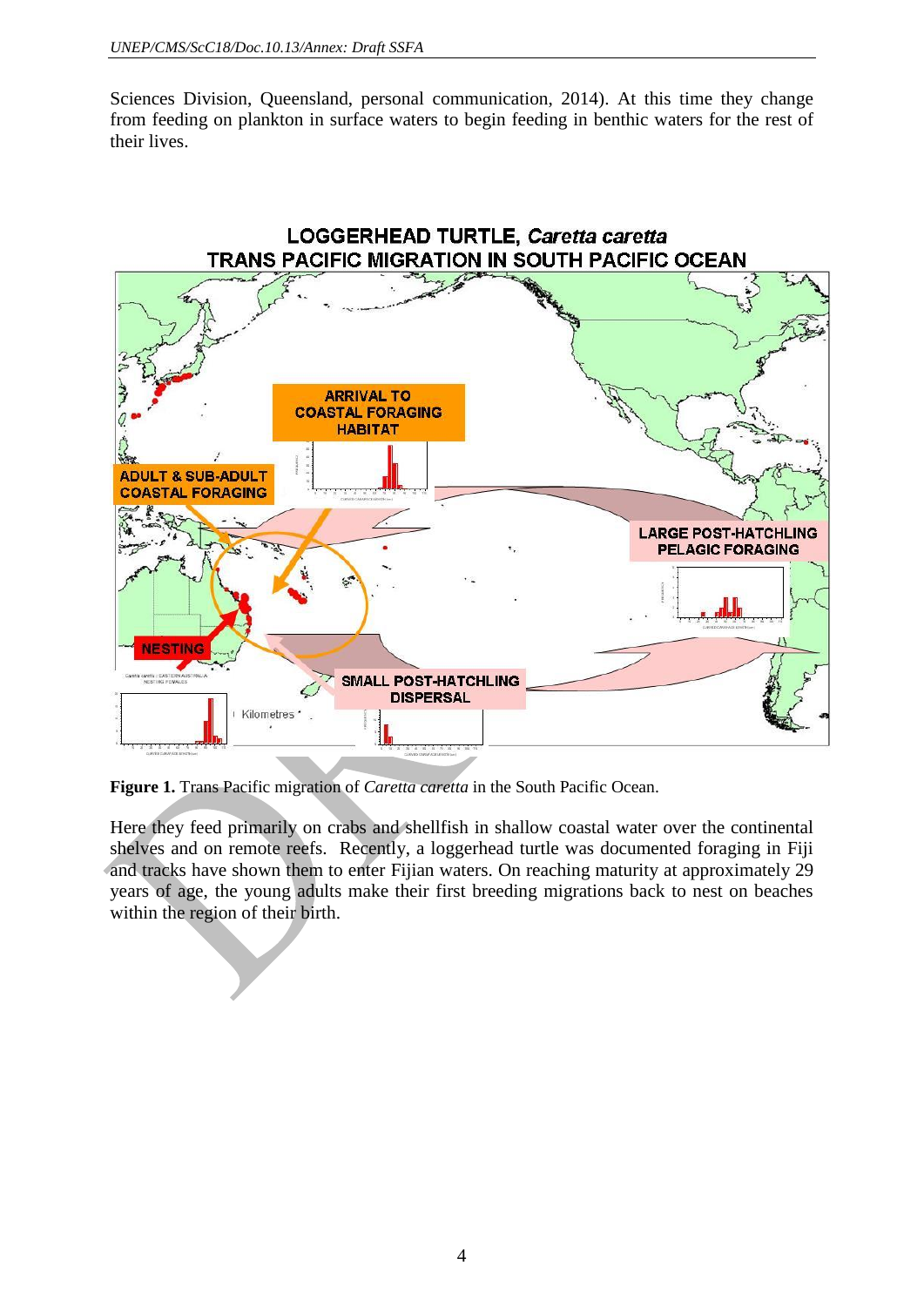Sciences Division, Queensland, personal communication, 2014). At this time they change from feeding on plankton in surface waters to begin feeding in benthic waters for the rest of their lives.

**Figure 1.** Trans Pacific migration of *Caretta caretta* in the South Pacific Ocean.

Here they feed primarily on crabs and shellfish in shallow coastal water over the continental shelves and on remote reefs. Recently, a loggerhead turtle was documented foraging in Fiji and tracks have shown them to enter Fijian waters. On reaching maturity at approximately 29 years of age, the young adults make their first breeding migrations back to nest on beaches within the region of their birth.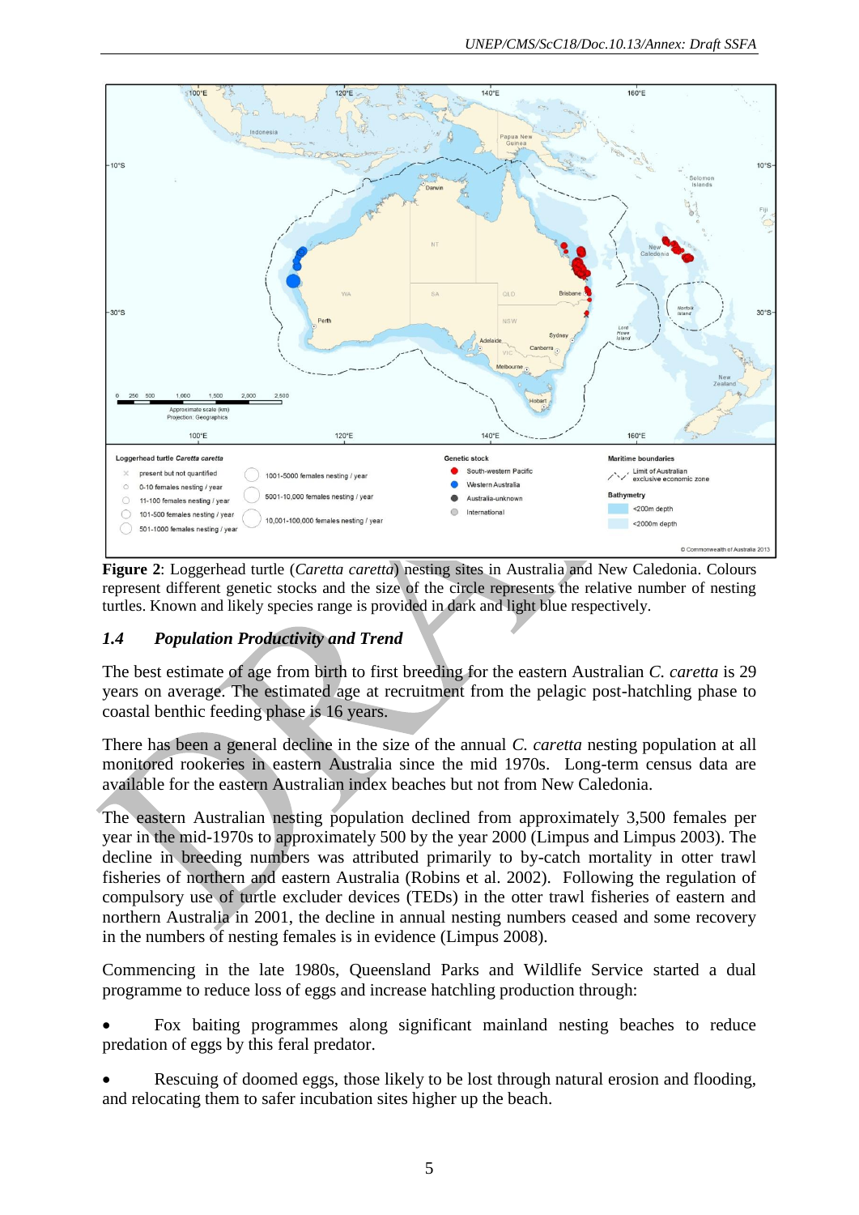**Figure 2**: Loggerhead turtle (*Caretta caretta*) nesting sites in Australia and New Caledonia. Colours represent different genetic stocks and the size of the circle represents the relative number of nesting turtles. Known and likely species range is provided in dark and light blue respectively.

### 1.4 Population Productivity and Trend

The best estimate of age from birth to first breeding for the eastern Australian *C. caretta* is 29 years on average. The estimated age at recruitment from the pelagic post-hatchling phase to coastal benthic feeding phase is 16 years.

There has been a general decline in the size of the annual *C. caretta* nesting population at all monitored rookeries in eastern Australia since the mid 1970s. Long-term census data are available for the eastern Australian index beaches but not from New Caledonia.

The eastern Australian nesting population declined from approximately 3,500 females per year in the mid-1970s to approximately 500 by the year 2000 (Limpus and Limpus 2003). The decline in breeding numbers was attributed primarily to by-catch mortality in otter trawl fisheries of northern and eastern Australia (Robins et al. 2002). Following the regulation of compulsory use of turtle excluder devices (TEDs) in the otter trawl fisheries of eastern and northern Australia in 2001, the decline in annual nesting numbers ceased and some recovery in the numbers of nesting females is in evidence (Limpus 2008).

Commencing in the late 1980s, Queensland Parks and Wildlife Service started a dual programme to reduce loss of eggs and increase hatchling production through:

- Fox baiting programmes along significant mainland nesting beaches to reduce predation of eggs by this feral predator.
- Rescuing of doomed eggs, those likely to be lost through natural erosion and flooding, and relocating them to safer incubation sites higher up the beach.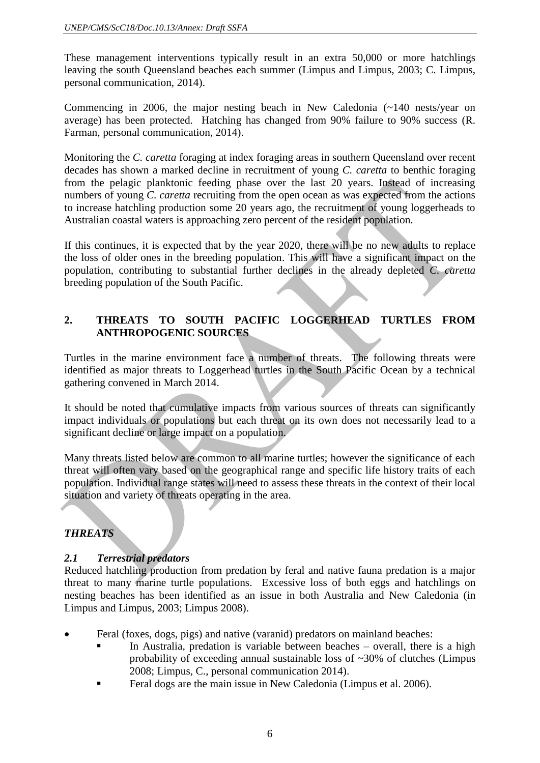These management interventions typically result in an extra 50,000 or more hatchlings leaving the south Queensland beaches each summer (Limpus and Limpus, 2003; C. Limpus, personal communication, 2014).

Commencing in 2006, the major nesting beach in New Caledonia (~140 nests/year on average) has been protected. Hatching has changed from 90% failure to 90% success (R. Farman, personal communication, 2014).

Monitoring the *C. caretta* foraging at index foraging areas in southern Queensland over recent decades has shown a marked decline in recruitment of young *C. caretta* to benthic foraging from the pelagic planktonic feeding phase over the last 20 years. Instead of increasing numbers of young *C. caretta* recruiting from the open ocean as was expected from the actions to increase hatchling production some 20 years ago, the recruitment of young loggerheads to Australian coastal waters is approaching zero percent of the resident population.

If this continues, it is expected that by the year 2020, there will be no new adults to replace the loss of older ones in the breeding population. This will have a significant impact on the population, contributing to substantial further declines in the already depleted *C. caretta* breeding population of the South Pacific.

## 2. THREATS TO SOUTH PACIFIC LOGGERHEAD TURTLES FROM ANTHROPOGENIC SOURCES

Turtles in the marine environment face a number of threats. The following threats were identified as major threats to Loggerhead turtles in the South Pacific Ocean by a technical gathering convened in March 2014.

It should be noted that cumulative impacts from various sources of threats can significantly impact individuals or populations but each threat on its own does not necessarily lead to a significant decline or large impact on a population.

Many threats listed below are common to all marine turtles; however the significance of each threat will often vary based on the geographical range and specific life history traits of each population. Individual range states will need to assess these threats in the context of their local situation and variety of threats operating in the area.

### *THREATS*

### *2.1 Terrestrial predators*

Reduced hatchling production from predation by feral and native fauna predation is a major threat to many marine turtle populations. Excessive loss of both eggs and hatchlings on nesting beaches has been identified as an issue in both Australia and New Caledonia (in Limpus and Limpus, 2003; Limpus 2008).

- Feral (foxes, dogs, pigs) and native (varanid) predators on mainland beaches:
  - In Australia, predation is variable between beaches – overall, there is a high probability of exceeding annual sustainable loss of ~30% of clutches (Limpus 2008; Limpus, C., personal communication 2014).
  - Feral dogs are the main issue in New Caledonia (Limpus et al. 2006).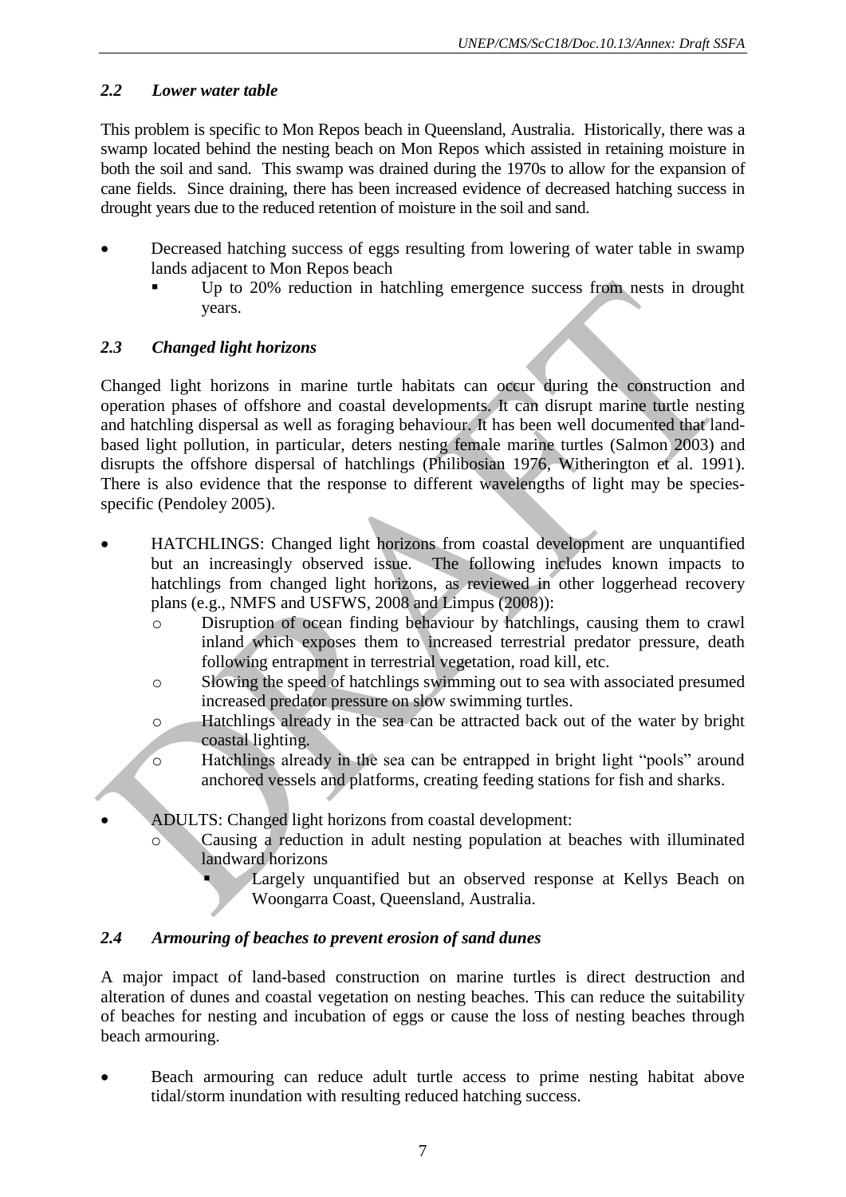## *2.2 Lower water table*

This problem is specific to Mon Repos beach in Queensland, Australia. Historically, there was a swamp located behind the nesting beach on Mon Repos which assisted in retaining moisture in both the soil and sand. This swamp was drained during the 1970s to allow for the expansion of cane fields. Since draining, there has been increased evidence of decreased hatching success in drought years due to the reduced retention of moisture in the soil and sand.

- Decreased hatching success of eggs resulting from lowering of water table in swamp lands adjacent to Mon Repos beach
    - Up to 20% reduction in hatchling emergence success from nests in drought years.

## *2.3 Changed light horizons*

Changed light horizons in marine turtle habitats can occur during the construction and operation phases of offshore and coastal developments. It can disrupt marine turtle nesting and hatchling dispersal as well as foraging behaviour. It has been well documented that land-based light pollution, in particular, deters nesting female marine turtles (Salmon 2003) and disrupts the offshore dispersal of hatchlings (Philibosian 1976, Witherington et al. 1991). There is also evidence that the response to different wavelengths of light may be species-specific (Pendoley 2005).

- HATCHLINGS: Changed light horizons from coastal development are unquantified but an increasingly observed issue. The following includes known impacts to hatchlings from changed light horizons, as reviewed in other loggerhead recovery plans (e.g., NMFS and USFWS, 2008 and Limpus (2008)):
    - Disruption of ocean finding behaviour by hatchlings, causing them to crawl inland which exposes them to increased terrestrial predator pressure, death following entrapment in terrestrial vegetation, road kill, etc.
    - Slowing the speed of hatchlings swimming out to sea with associated presumed increased predator pressure on slow swimming turtles.
    - Hatchlings already in the sea can be attracted back out of the water by bright coastal lighting.
    - Hatchlings already in the sea can be entrapped in bright light "pools" around anchored vessels and platforms, creating feeding stations for fish and sharks.
- ADULTS: Changed light horizons from coastal development:
    - Causing a reduction in adult nesting population at beaches with illuminated landward horizons
        - Largely unquantified but an observed response at Kellys Beach on Woongarra Coast, Queensland, Australia.

## *2.4 Armouring of beaches to prevent erosion of sand dunes*

A major impact of land-based construction on marine turtles is direct destruction and alteration of dunes and coastal vegetation on nesting beaches. This can reduce the suitability of beaches for nesting and incubation of eggs or cause the loss of nesting beaches through beach armouring.

- Beach armouring can reduce adult turtle access to prime nesting habitat above tidal/storm inundation with resulting reduced hatching success.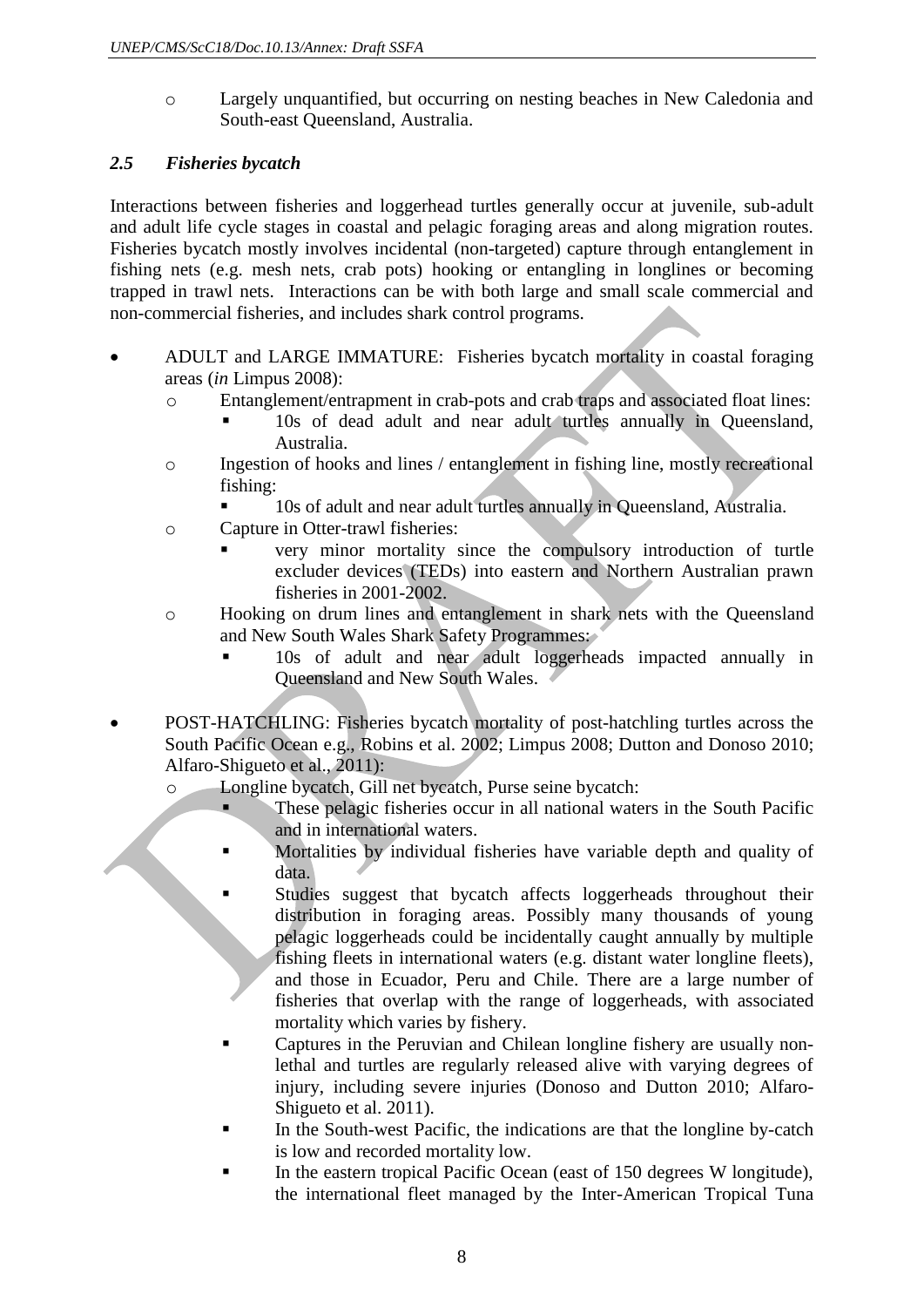- Largely unquantified, but occurring on nesting beaches in New Caledonia and South-east Queensland, Australia.

### *2.5 Fisheries bycatch*

Interactions between fisheries and loggerhead turtles generally occur at juvenile, sub-adult and adult life cycle stages in coastal and pelagic foraging areas and along migration routes. Fisheries bycatch mostly involves incidental (non-targeted) capture through entanglement in fishing nets (e.g. mesh nets, crab pots) hooking or entangling in longlines or becoming trapped in trawl nets. Interactions can be with both large and small scale commercial and non-commercial fisheries, and includes shark control programs.

- ADULT and LARGE IMMATURE: Fisheries bycatch mortality in coastal foraging areas (*in* Limpus 2008):
  - Entanglement/entrapment in crab-pots and crab traps and associated float lines:
    - 10s of dead adult and near adult turtles annually in Queensland, Australia.
  - Ingestion of hooks and lines / entanglement in fishing line, mostly recreational fishing:
    - 10s of adult and near adult turtles annually in Queensland, Australia.
  - Capture in Otter-trawl fisheries:
    - very minor mortality since the compulsory introduction of turtle excluder devices (TEDs) into eastern and Northern Australian prawn fisheries in 2001-2002.
  - Hooking on drum lines and entanglement in shark nets with the Queensland and New South Wales Shark Safety Programmes:
    - 10s of adult and near adult loggerheads impacted annually in Queensland and New South Wales.
- POST-HATCHLING: Fisheries bycatch mortality of post-hatchling turtles across the South Pacific Ocean e.g., Robins et al. 2002; Limpus 2008; Dutton and Donoso 2010; Alfaro-Shigueto et al., 2011):
  - Longline bycatch, Gill net bycatch, Purse seine bycatch:
    - These pelagic fisheries occur in all national waters in the South Pacific and in international waters.
    - Mortalities by individual fisheries have variable depth and quality of data.
    - Studies suggest that bycatch affects loggerheads throughout their distribution in foraging areas. Possibly many thousands of young pelagic loggerheads could be incidentally caught annually by multiple fishing fleets in international waters (e.g. distant water longline fleets), and those in Ecuador, Peru and Chile. There are a large number of fisheries that overlap with the range of loggerheads, with associated mortality which varies by fishery.
    - Captures in the Peruvian and Chilean longline fishery are usually non-lethal and turtles are regularly released alive with varying degrees of injury, including severe injuries (Donoso and Dutton 2010; Alfaro-Shigueto et al. 2011).
    - In the South-west Pacific, the indications are that the longline by-catch is low and recorded mortality low.
    - In the eastern tropical Pacific Ocean (east of 150 degrees W longitude), the international fleet managed by the Inter-American Tropical Tuna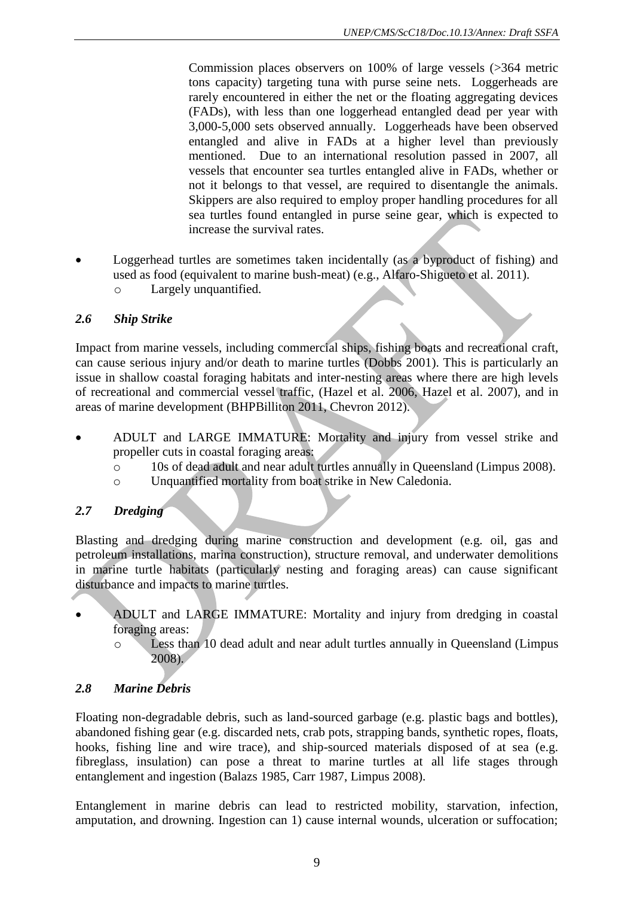Commission places observers on 100% of large vessels (>364 metric tons capacity) targeting tuna with purse seine nets. Loggerheads are rarely encountered in either the net or the floating aggregating devices (FADs), with less than one loggerhead entangled dead per year with 3,000-5,000 sets observed annually. Loggerheads have been observed entangled and alive in FADs at a higher level than previously mentioned. Due to an international resolution passed in 2007, all vessels that encounter sea turtles entangled alive in FADs, whether or not it belongs to that vessel, are required to disentangle the animals. Skippers are also required to employ proper handling procedures for all sea turtles found entangled in purse seine gear, which is expected to increase the survival rates.

- Loggerhead turtles are sometimes taken incidentally (as a byproduct of fishing) and used as food (equivalent to marine bush-meat) (e.g., Alfaro-Shigueto et al. 2011).
  - Largely unquantified.

### *2.6 Ship Strike*

Impact from marine vessels, including commercial ships, fishing boats and recreational craft, can cause serious injury and/or death to marine turtles (Dobbs 2001). This is particularly an issue in shallow coastal foraging habitats and inter-nesting areas where there are high levels of recreational and commercial vessel traffic, (Hazel et al. 2006, Hazel et al. 2007), and in areas of marine development (BHPBilliton 2011, Chevron 2012).

- ADULT and LARGE IMMATURE: Mortality and injury from vessel strike and propeller cuts in coastal foraging areas:
  - 10s of dead adult and near adult turtles annually in Queensland (Limpus 2008).
  - Unquantified mortality from boat strike in New Caledonia.

### *2.7 Dredging*

Blasting and dredging during marine construction and development (e.g. oil, gas and petroleum installations, marina construction), structure removal, and underwater demolitions in marine turtle habitats (particularly nesting and foraging areas) can cause significant disturbance and impacts to marine turtles.

- ADULT and LARGE IMMATURE: Mortality and injury from dredging in coastal foraging areas:
  - Less than 10 dead adult and near adult turtles annually in Queensland (Limpus 2008).

### *2.8 Marine Debris*

Floating non-degradable debris, such as land-sourced garbage (e.g. plastic bags and bottles), abandoned fishing gear (e.g. discarded nets, crab pots, strapping bands, synthetic ropes, floats, hooks, fishing line and wire trace), and ship-sourced materials disposed of at sea (e.g. fibreglass, insulation) can pose a threat to marine turtles at all life stages through entanglement and ingestion (Balazs 1985, Carr 1987, Limpus 2008).

Entanglement in marine debris can lead to restricted mobility, starvation, infection, amputation, and drowning. Ingestion can 1) cause internal wounds, ulceration or suffocation;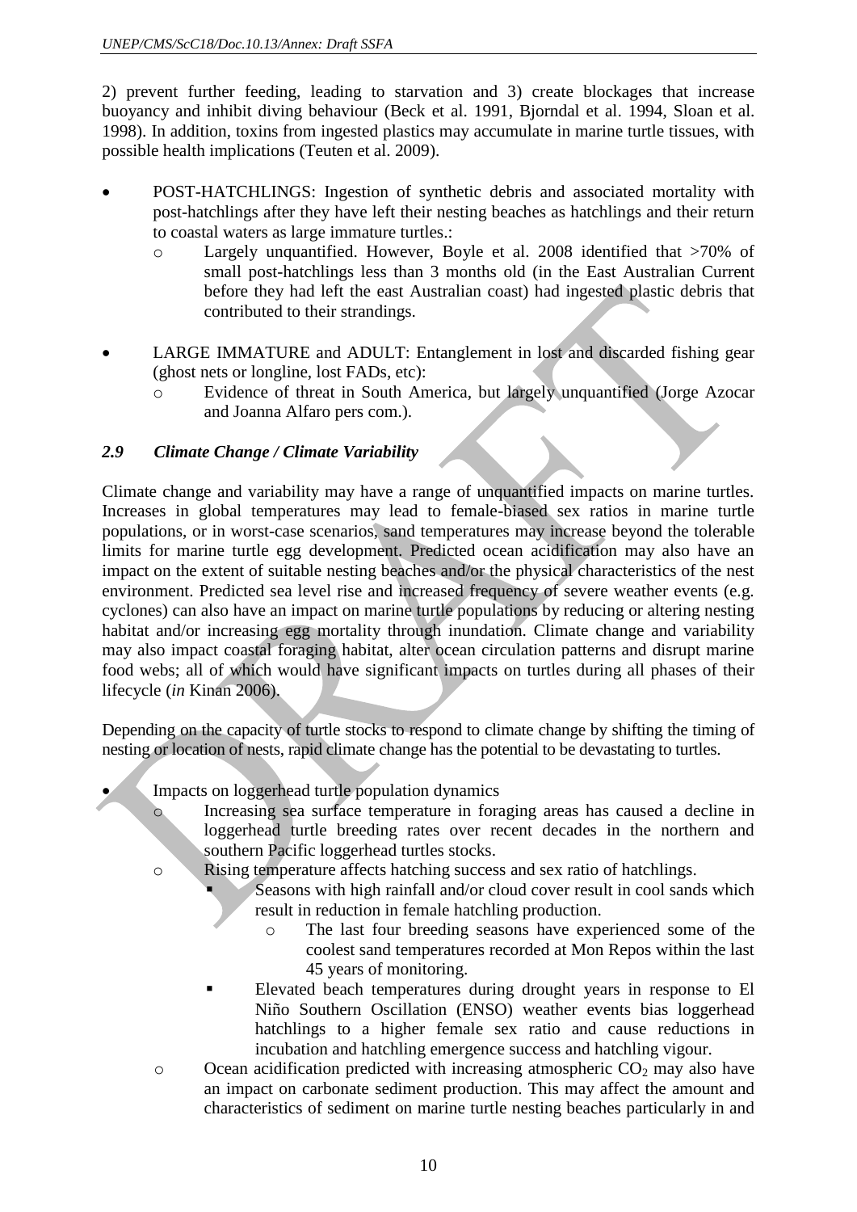2) prevent further feeding, leading to starvation and 3) create blockages that increase buoyancy and inhibit diving behaviour (Beck et al. 1991, Bjorndal et al. 1994, Sloan et al. 1998). In addition, toxins from ingested plastics may accumulate in marine turtle tissues, with possible health implications (Teuten et al. 2009).

- POST-HATCHLINGS: Ingestion of synthetic debris and associated mortality with post-hatchlings after they have left their nesting beaches as hatchlings and their return to coastal waters as large immature turtles.:
  - Largely unquantified. However, Boyle et al. 2008 identified that >70% of small post-hatchlings less than 3 months old (in the East Australian Current before they had left the east Australian coast) had ingested plastic debris that contributed to their strandings.

- LARGE IMMATURE and ADULT: Entanglement in lost and discarded fishing gear (ghost nets or longline, lost FADs, etc):
  - Evidence of threat in South America, but largely unquantified (Jorge Azocar and Joanna Alfaro pers com.).

### *2.9 Climate Change / Climate Variability*

Climate change and variability may have a range of unquantified impacts on marine turtles. Increases in global temperatures may lead to female-biased sex ratios in marine turtle populations, or in worst-case scenarios, sand temperatures may increase beyond the tolerable limits for marine turtle egg development. Predicted ocean acidification may also have an impact on the extent of suitable nesting beaches and/or the physical characteristics of the nest environment. Predicted sea level rise and increased frequency of severe weather events (e.g. cyclones) can also have an impact on marine turtle populations by reducing or altering nesting habitat and/or increasing egg mortality through inundation. Climate change and variability may also impact coastal foraging habitat, alter ocean circulation patterns and disrupt marine food webs; all of which would have significant impacts on turtles during all phases of their lifecycle (*in* Kinan 2006).

Depending on the capacity of turtle stocks to respond to climate change by shifting the timing of nesting or location of nests, rapid climate change has the potential to be devastating to turtles.

- Impacts on loggerhead turtle population dynamics
  - Increasing sea surface temperature in foraging areas has caused a decline in loggerhead turtle breeding rates over recent decades in the northern and southern Pacific loggerhead turtles stocks.
  - Rising temperature affects hatching success and sex ratio of hatchlings.
    - Seasons with high rainfall and/or cloud cover result in cool sands which result in reduction in female hatchling production.
      - The last four breeding seasons have experienced some of the coolest sand temperatures recorded at Mon Repos within the last 45 years of monitoring.
    - Elevated beach temperatures during drought years in response to El Niño Southern Oscillation (ENSO) weather events bias loggerhead hatchlings to a higher female sex ratio and cause reductions in incubation and hatchling emergence success and hatchling vigour.
  - Ocean acidification predicted with increasing atmospheric $CO_2$ may also have an impact on carbonate sediment production. This may affect the amount and characteristics of sediment on marine turtle nesting beaches particularly in and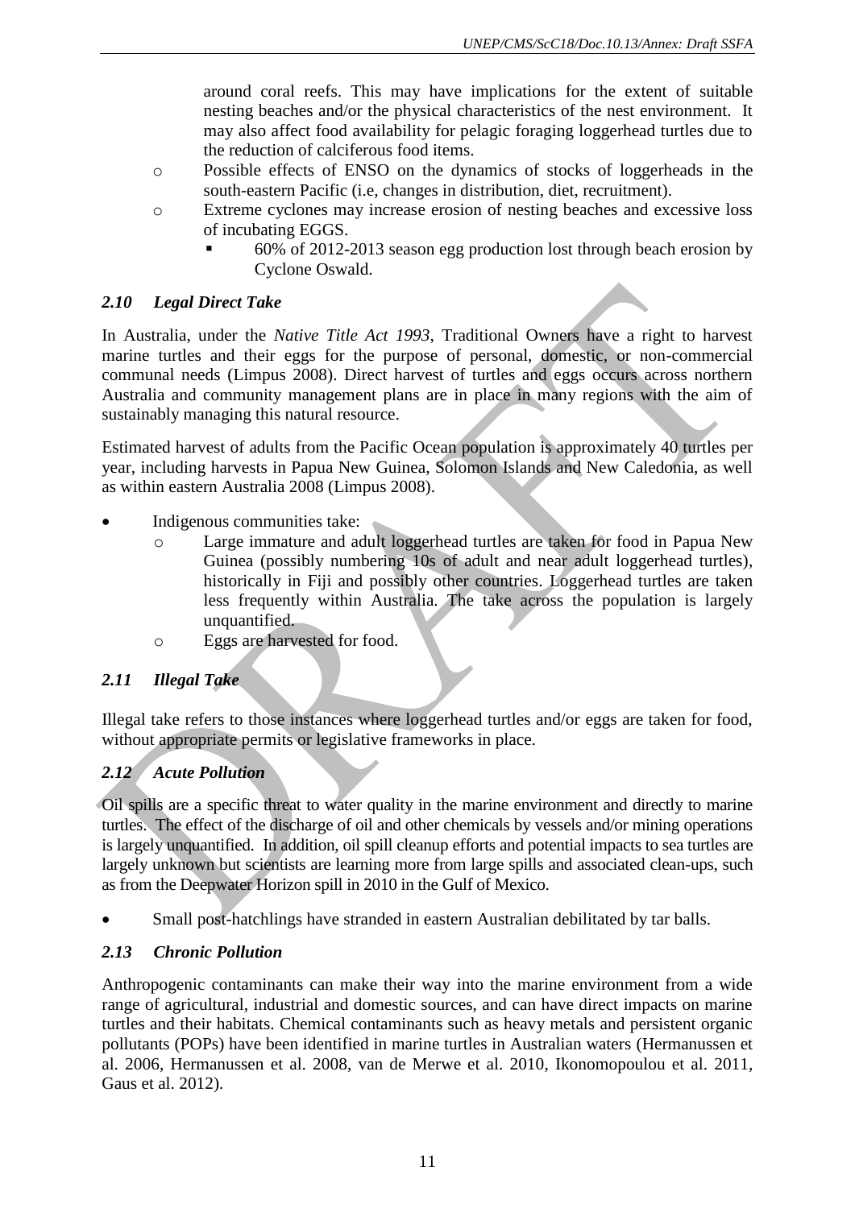around coral reefs. This may have implications for the extent of suitable nesting beaches and/or the physical characteristics of the nest environment. It may also affect food availability for pelagic foraging loggerhead turtles due to the reduction of calciferous food items.

- Possible effects of ENSO on the dynamics of stocks of loggerheads in the south-eastern Pacific (i.e, changes in distribution, diet, recruitment).
- Extreme cyclones may increase erosion of nesting beaches and excessive loss of incubating EGGS.
  - 60% of 2012-2013 season egg production lost through beach erosion by Cyclone Oswald.

### *2.10 Legal Direct Take*

In Australia, under the *Native Title Act 1993*, Traditional Owners have a right to harvest marine turtles and their eggs for the purpose of personal, domestic, or non-commercial communal needs (Limpus 2008). Direct harvest of turtles and eggs occurs across northern Australia and community management plans are in place in many regions with the aim of sustainably managing this natural resource.

Estimated harvest of adults from the Pacific Ocean population is approximately 40 turtles per year, including harvests in Papua New Guinea, Solomon Islands and New Caledonia, as well as within eastern Australia 2008 (Limpus 2008).

- Indigenous communities take:
  - Large immature and adult loggerhead turtles are taken for food in Papua New Guinea (possibly numbering 10s of adult and near adult loggerhead turtles), historically in Fiji and possibly other countries. Loggerhead turtles are taken less frequently within Australia. The take across the population is largely unquantified.
  - Eggs are harvested for food.

### *2.11 Illegal Take*

Illegal take refers to those instances where loggerhead turtles and/or eggs are taken for food, without appropriate permits or legislative frameworks in place.

### *2.12 Acute Pollution*

Oil spills are a specific threat to water quality in the marine environment and directly to marine turtles. The effect of the discharge of oil and other chemicals by vessels and/or mining operations is largely unquantified. In addition, oil spill cleanup efforts and potential impacts to sea turtles are largely unknown but scientists are learning more from large spills and associated clean-ups, such as from the Deepwater Horizon spill in 2010 in the Gulf of Mexico.

- Small post-hatchlings have stranded in eastern Australian debilitated by tar balls.

### *2.13 Chronic Pollution*

Anthropogenic contaminants can make their way into the marine environment from a wide range of agricultural, industrial and domestic sources, and can have direct impacts on marine turtles and their habitats. Chemical contaminants such as heavy metals and persistent organic pollutants (POPs) have been identified in marine turtles in Australian waters (Hermanussen et al. 2006, Hermanussen et al. 2008, van de Merwe et al. 2010, Ikonomopoulou et al. 2011, Gaus et al. 2012).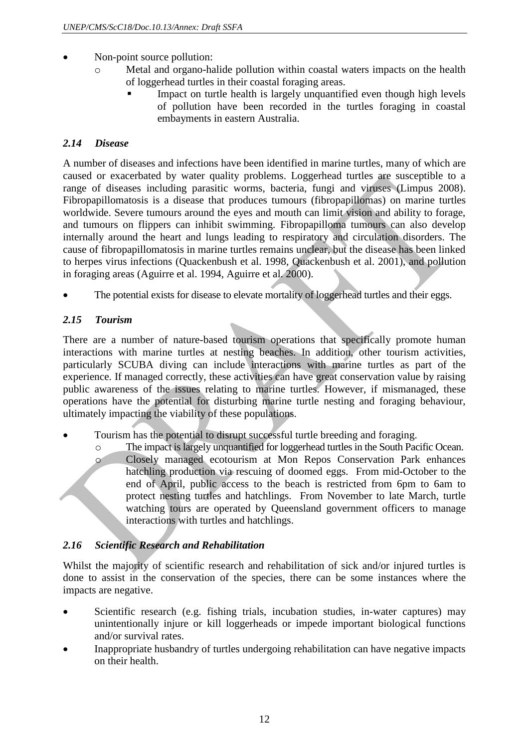- Non-point source pollution:
    - Metal and organo-halide pollution within coastal waters impacts on the health of loggerhead turtles in their coastal foraging areas.
        - Impact on turtle health is largely unquantified even though high levels of pollution have been recorded in the turtles foraging in coastal embayments in eastern Australia.

### *2.14 Disease*

A number of diseases and infections have been identified in marine turtles, many of which are caused or exacerbated by water quality problems. Loggerhead turtles are susceptible to a range of diseases including parasitic worms, bacteria, fungi and viruses (Limpus 2008). Fibropapillomatosis is a disease that produces tumours (fibropapillomas) on marine turtles worldwide. Severe tumours around the eyes and mouth can limit vision and ability to forage, and tumours on flippers can inhibit swimming. Fibropapilloma tumours can also develop internally around the heart and lungs leading to respiratory and circulation disorders. The cause of fibropapillomatosis in marine turtles remains unclear, but the disease has been linked to herpes virus infections (Quackenbush et al. 1998, Quackenbush et al. 2001), and pollution in foraging areas (Aguirre et al. 1994, Aguirre et al. 2000).

- The potential exists for disease to elevate mortality of loggerhead turtles and their eggs.

### *2.15 Tourism*

There are a number of nature-based tourism operations that specifically promote human interactions with marine turtles at nesting beaches. In addition, other tourism activities, particularly SCUBA diving can include interactions with marine turtles as part of the experience. If managed correctly, these activities can have great conservation value by raising public awareness of the issues relating to marine turtles. However, if mismanaged, these operations have the potential for disturbing marine turtle nesting and foraging behaviour, ultimately impacting the viability of these populations.

- Tourism has the potential to disrupt successful turtle breeding and foraging.
    - The impact is largely unquantified for loggerhead turtles in the South Pacific Ocean.
    - Closely managed ecotourism at Mon Repos Conservation Park enhances hatchling production via rescuing of doomed eggs. From mid-October to the end of April, public access to the beach is restricted from 6pm to 6am to protect nesting turtles and hatchlings. From November to late March, turtle watching tours are operated by Queensland government officers to manage interactions with turtles and hatchlings.

### *2.16 Scientific Research and Rehabilitation*

Whilst the majority of scientific research and rehabilitation of sick and/or injured turtles is done to assist in the conservation of the species, there can be some instances where the impacts are negative.

- Scientific research (e.g. fishing trials, incubation studies, in-water captures) may unintentionally injure or kill loggerheads or impede important biological functions and/or survival rates.
- Inappropriate husbandry of turtles undergoing rehabilitation can have negative impacts on their health.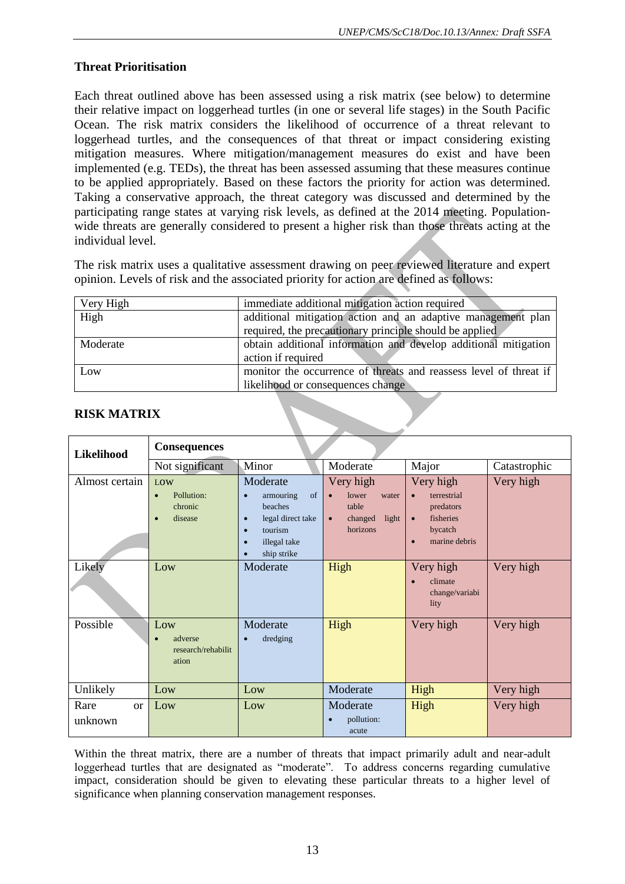## Threat Prioritisation

Each threat outlined above has been assessed using a risk matrix (see below) to determine their relative impact on loggerhead turtles (in one or several life stages) in the South Pacific Ocean. The risk matrix considers the likelihood of occurrence of a threat relevant to loggerhead turtles, and the consequences of that threat or impact considering existing mitigation measures. Where mitigation/management measures do exist and have been implemented (e.g. TEDs), the threat has been assessed assuming that these measures continue to be applied appropriately. Based on these factors the priority for action was determined. Taking a conservative approach, the threat category was discussed and determined by the participating range states at varying risk levels, as defined at the 2014 meeting. Population-wide threats are generally considered to present a higher risk than those threats acting at the individual level.

The risk matrix uses a qualitative assessment drawing on peer reviewed literature and expert opinion. Levels of risk and the associated priority for action are defined as follows:

| | |
|---|---|
| Very High | immediate additional mitigation action required |
| High | additional mitigation action and an adaptive management plan required, the precautionary principle should be applied |
| Moderate | obtain additional information and develop additional mitigation action if required |
| Low | monitor the occurrence of threats and reassess level of threat if likelihood or consequences change |

## RISK MATRIX

| Likelihood | Consequences | | | | |
|---|---|---|---|---|---|
| | Not significant | Minor | Moderate | Major | Catastrophic |
| Almost certain | LOW<br>• Pollution: chronic<br>• disease | Moderate<br>• armouring of beaches<br>• legal direct take<br>• tourism<br>• illegal take<br>• ship strike | Very high<br>• lower water table<br>• changed light horizons | Very high<br>• terrestrial predators<br>• fisheries bycatch<br>• marine debris | Very high |
| Likely | Low | Moderate | High | Very high<br>• climate change/variability | Very high |
| Possible | Low<br>• adverse research/rehabilitation | Moderate<br>• dredging | High | Very high | Very high |
| Unlikely | Low | Low | Moderate | High | Very high |
| Rare or unknown | Low | Low | Moderate<br>• pollution: acute | High | Very high |

Within the threat matrix, there are a number of threats that impact primarily adult and near-adult loggerhead turtles that are designated as "moderate". To address concerns regarding cumulative impact, consideration should be given to elevating these particular threats to a higher level of significance when planning conservation management responses.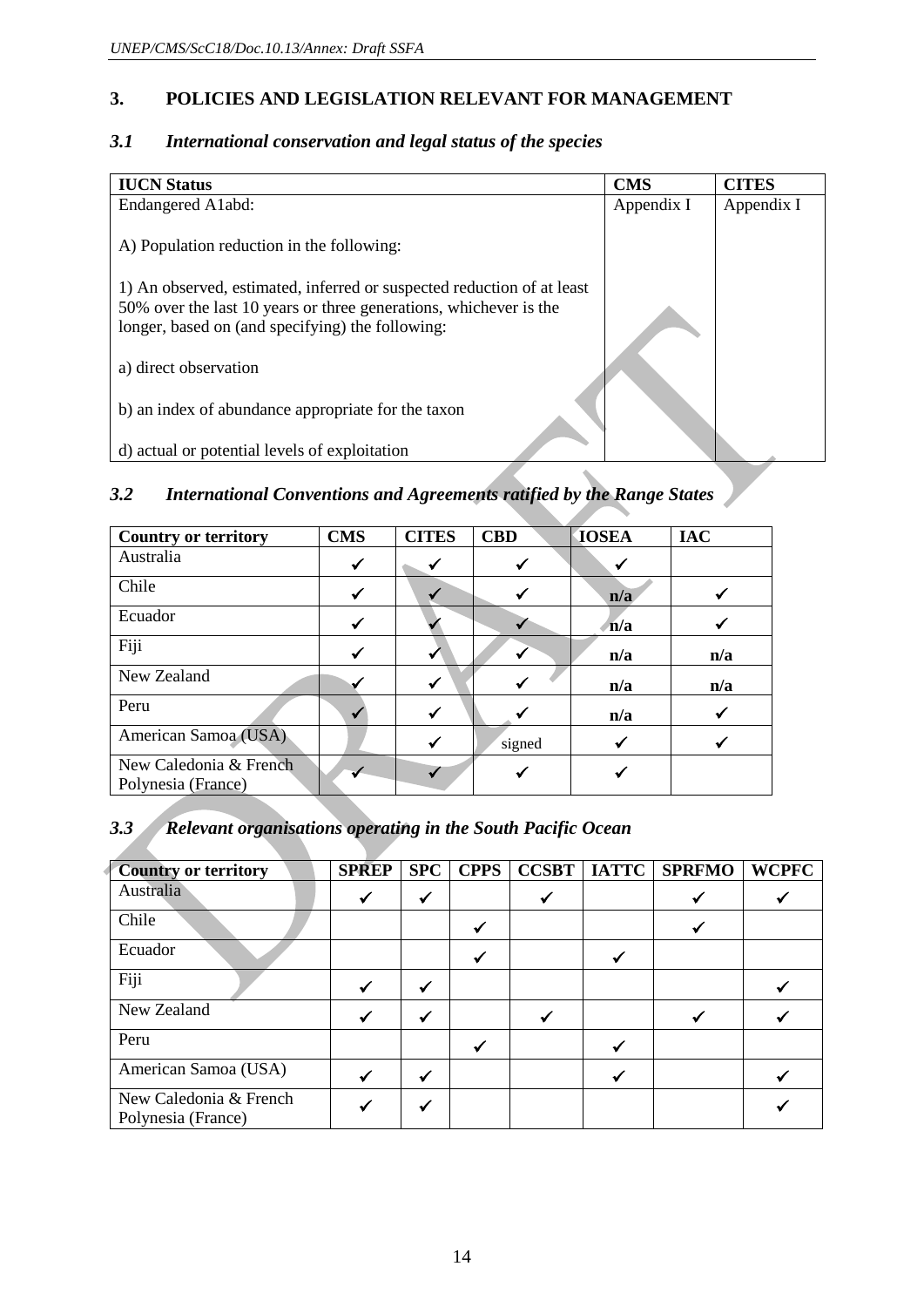## 3. POLICIES AND LEGISLATION RELEVANT FOR MANAGEMENT

### *3.1 International conservation and legal status of the species*

| IUCN Status | CMS | CITES |
|---|---|---|
| Endangered A1abd:<br><br>A) Population reduction in the following:<br><br>1) An observed, estimated, inferred or suspected reduction of at least 50% over the last 10 years or three generations, whichever is the longer, based on (and specifying) the following:<br><br>a) direct observation<br><br>b) an index of abundance appropriate for the taxon<br><br>d) actual or potential levels of exploitation | Appendix I | Appendix I |

### *3.2 International Conventions and Agreements ratified by the Range States*

| Country or territory | CMS | CITES | CBD | IOSEA | IAC |
|---|---|---|---|---|---|
| Australia | ✓ | ✓ | ✓ | ✓ | |
| Chile | ✓ | ✓ | ✓ | n/a | ✓ |
| Ecuador | ✓ | ✓ | ✓ | n/a | ✓ |
| Fiji | ✓ | ✓ | ✓ | n/a | n/a |
| New Zealand | ✓ | ✓ | ✓ | n/a | n/a |
| Peru | ✓ | ✓ | ✓ | n/a | ✓ |
| American Samoa (USA) | | ✓ | signed | ✓ | ✓ |
| New Caledonia & French Polynesia (France) | ✓ | ✓ | ✓ | ✓ | |

### *3.3 Relevant organisations operating in the South Pacific Ocean*

| Country or territory | SPREP | SPC | CPPS | CCSBT | IATTC | SPRFMO | WCPFC |
|---|---|---|---|---|---|---|---|
| Australia | ✓ | ✓ | | ✓ | | ✓ | ✓ |
| Chile | | | ✓ | | | ✓ | |
| Ecuador | | | ✓ | | ✓ | | |
| Fiji | ✓ | ✓ | | | | | ✓ |
| New Zealand | ✓ | ✓ | | ✓ | | ✓ | ✓ |
| Peru | | | ✓ | | ✓ | | |
| American Samoa (USA) | ✓ | ✓ | | | ✓ | | ✓ |
| New Caledonia & French Polynesia (France) | ✓ | ✓ | | | | | ✓ |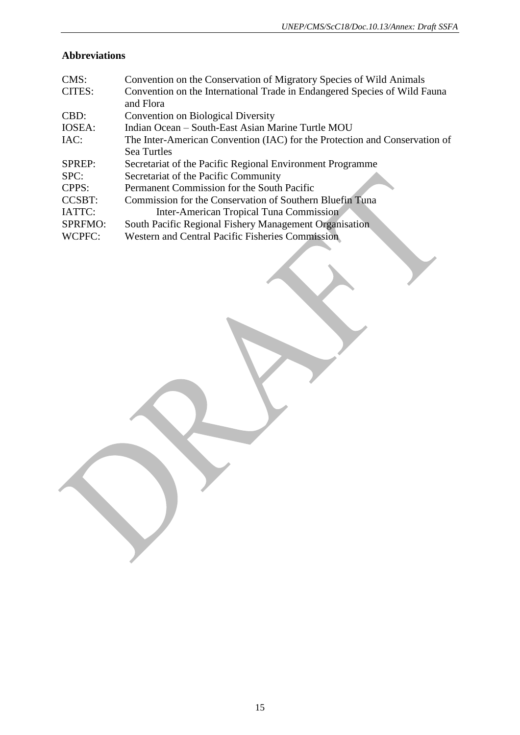## Abbreviations

| | |
|---|---|
| CMS: | Convention on the Conservation of Migratory Species of Wild Animals |
| CITES: | Convention on the International Trade in Endangered Species of Wild Fauna and Flora |
| CBD: | Convention on Biological Diversity |
| IOSEA: | Indian Ocean – South-East Asian Marine Turtle MOU |
| IAC: | The Inter-American Convention (IAC) for the Protection and Conservation of Sea Turtles |
| SPREP: | Secretariat of the Pacific Regional Environment Programme |
| SPC: | Secretariat of the Pacific Community |
| CPPS: | Permanent Commission for the South Pacific |
| CCSBT: | Commission for the Conservation of Southern Bluefin Tuna |
| IATTC: | Inter-American Tropical Tuna Commission |
| SPRFMO: | South Pacific Regional Fishery Management Organisation |
| WCPFC: | Western and Central Pacific Fisheries Commission |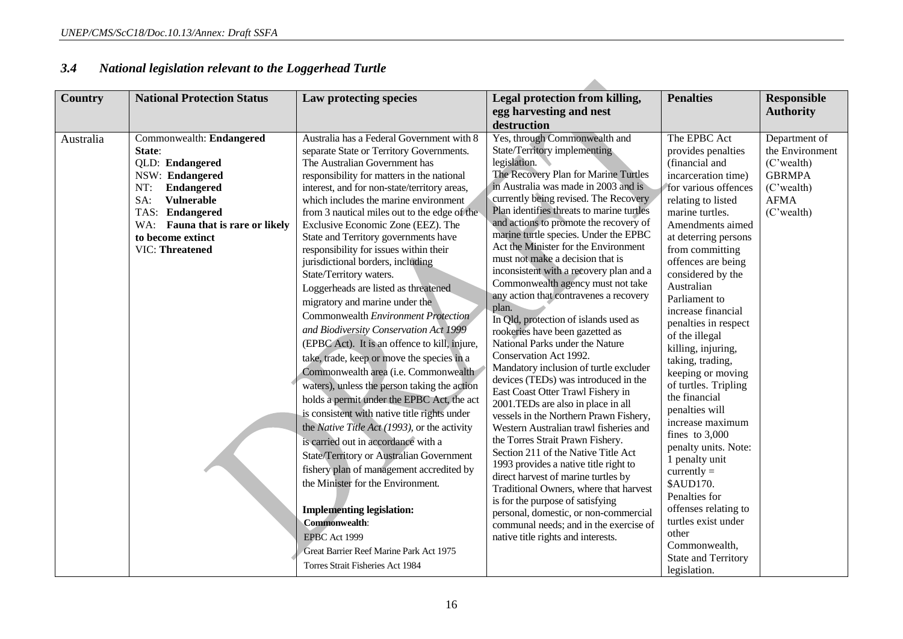### 3.4 *National legislation relevant to the Loggerhead Turtle*

| Country | National Protection Status | Law protecting species | Legal protection from killing, egg harvesting and nest destruction | Penalties | Responsible Authority |
|---|---|---|---|---|---|
| Australia | Commonwealth: **Endangered**<br>**State**:<br>QLD: **Endangered**<br>NSW: **Endangered**<br>NT: **Endangered**<br>SA: **Vulnerable**<br>TAS: **Endangered**<br>WA: **Fauna that is rare or likely to become extinct**<br>VIC: **Threatened** | Australia has a Federal Government with 8 separate State or Territory Governments. The Australian Government has responsibility for matters in the national interest, and for non-state/territory areas, which includes the marine environment from 3 nautical miles out to the edge of the Exclusive Economic Zone (EEZ). The State and Territory governments have responsibility for issues within their jurisdictional borders, including State/Territory waters.<br>Loggerheads are listed as threatened migratory and marine under the Commonwealth *Environment Protection and Biodiversity Conservation Act 1999* (EPBC Act). It is an offence to kill, injure, take, trade, keep or move the species in a Commonwealth area (i.e. Commonwealth waters), unless the person taking the action holds a permit under the EPBC Act, the act is consistent with native title rights under the *Native Title Act (1993)*, or the activity is carried out in accordance with a State/Territory or Australian Government fishery plan of management accredited by the Minister for the Environment.<br><br>**Implementing legislation:**<br>**Commonwealth**:<br>EPBC Act 1999<br>Great Barrier Reef Marine Park Act 1975<br>Torres Strait Fisheries Act 1984 | Yes, through Commonwealth and State/Territory implementing legislation.<br>The Recovery Plan for Marine Turtles in Australia was made in 2003 and is currently being revised. The Recovery Plan identifies threats to marine turtles and actions to promote the recovery of marine turtle species. Under the EPBC Act the Minister for the Environment must not make a decision that is inconsistent with a recovery plan and a Commonwealth agency must not take any action that contravenes a recovery plan.<br>In Qld, protection of islands used as rookeries have been gazetted as National Parks under the Nature Conservation Act 1992.<br>Mandatory inclusion of turtle excluder devices (TEDs) was introduced in the East Coast Otter Trawl Fishery in 2001.TEDs are also in place in all vessels in the Northern Prawn Fishery, Western Australian trawl fisheries and the Torres Strait Prawn Fishery.<br>Section 211 of the Native Title Act 1993 provides a native title right to direct harvest of marine turtles by Traditional Owners, where that harvest is for the purpose of satisfying personal, domestic, or non-commercial communal needs; and in the exercise of native title rights and interests. | The EPBC Act provides penalties (financial and incarceration time) for various offences relating to listed marine turtles. Amendments aimed at deterring persons from committing offences are being considered by the Australian Parliament to increase financial penalties in respect of the illegal killing, injuring, taking, trading, keeping or moving of turtles. Tripling the financial penalties will increase maximum fines to 3,000 penalty units. Note: 1 penalty unit currently = $AUD170.<br>Penalties for offenses relating to turtles exist under other Commonwealth, State and Territory legislation. | Department of the Environment (C'wealth)<br>GBRMPA (C'wealth)<br>AFMA (C'wealth) |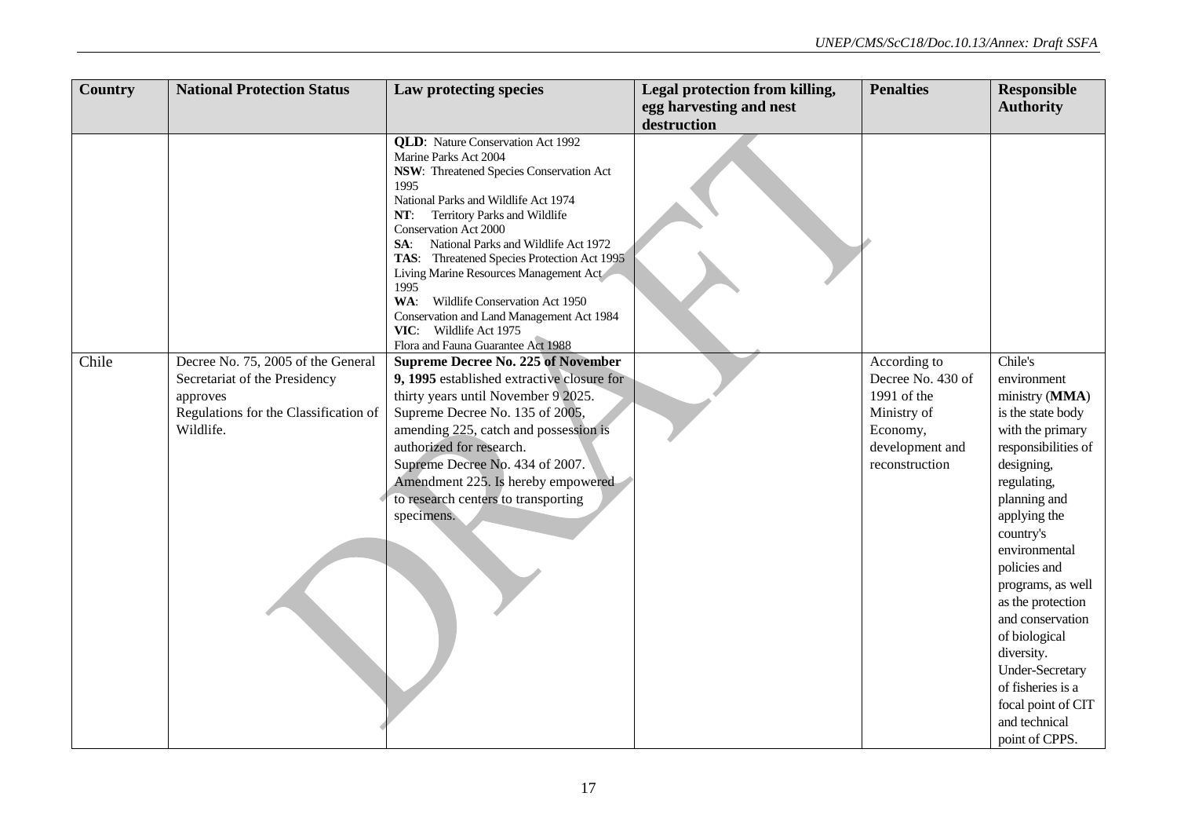| Country | National Protection Status | Law protecting species | Legal protection from killing, egg harvesting and nest destruction | Penalties | Responsible Authority |
|---|---|---|---|---|---|
| | | **QLD**: Nature Conservation Act 1992<br>Marine Parks Act 2004<br>**NSW**: Threatened Species Conservation Act 1995<br>National Parks and Wildlife Act 1974<br>**NT**: Territory Parks and Wildlife Conservation Act 2000<br>**SA**: National Parks and Wildlife Act 1972<br>**TAS**: Threatened Species Protection Act 1995<br>Living Marine Resources Management Act 1995<br>**WA**: Wildlife Conservation Act 1950<br>Conservation and Land Management Act 1984<br>**VIC**: Wildlife Act 1975<br>Flora and Fauna Guarantee Act 1988 | | | |
| Chile | Decree No. 75, 2005 of the General Secretariat of the Presidency approves Regulations for the Classification of Wildlife. | **Supreme Decree No. 225 of November 9, 1995** established extractive closure for thirty years until November 9 2025.<br>Supreme Decree No. 135 of 2005, amending 225, catch and possession is authorized for research.<br>Supreme Decree No. 434 of 2007. Amendment 225. Is hereby empowered to research centers to transporting specimens. | | According to Decree No. 430 of 1991 of the Ministry of Economy, development and reconstruction | Chile's environment ministry (**MMA**) is the state body with the primary responsibilities of designing, regulating, planning and applying the country's environmental policies and programs, as well as the protection and conservation of biological diversity. Under-Secretary of fisheries is a focal point of CIT and technical point of CPPS. |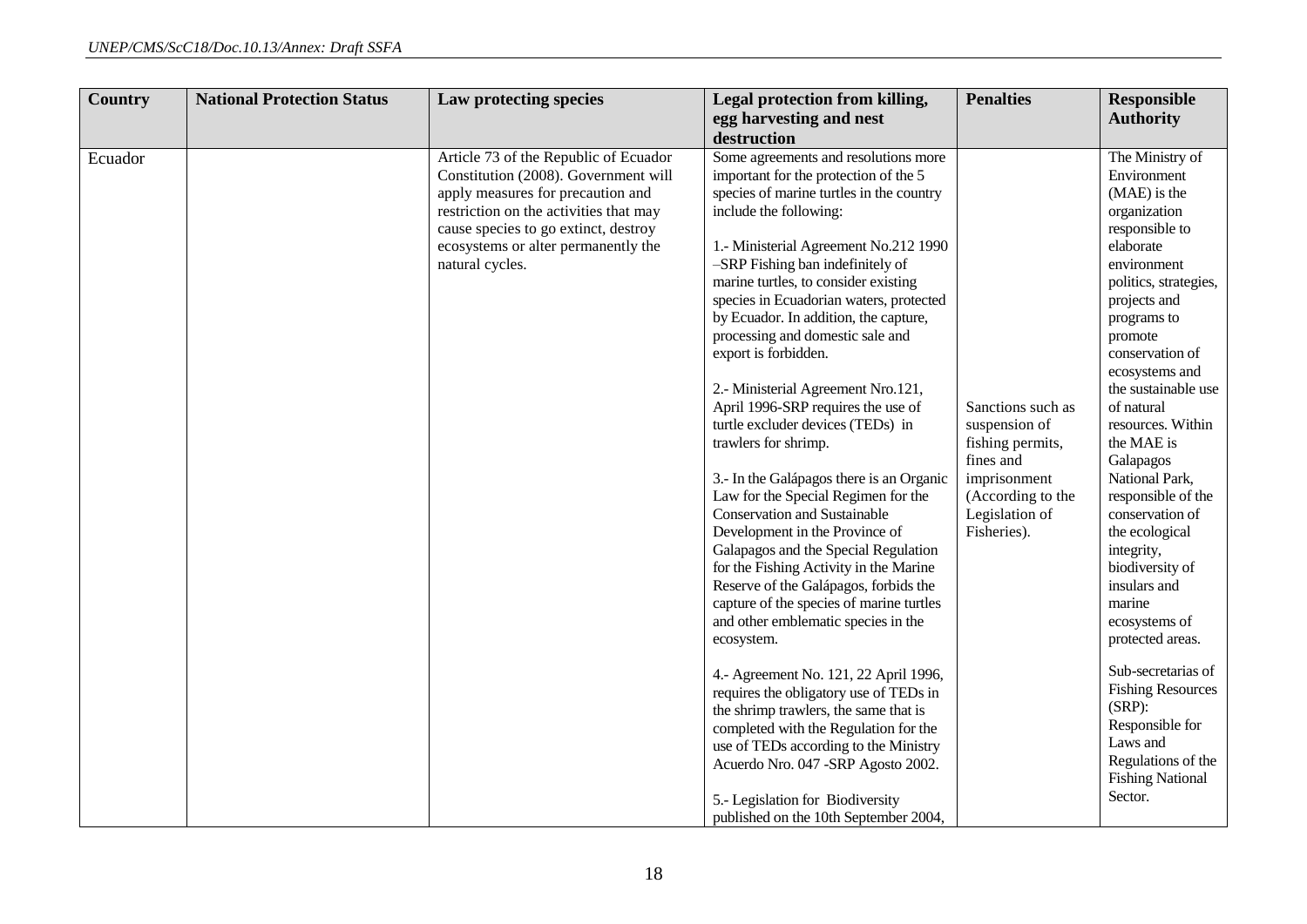| Country | National Protection Status | Law protecting species | Legal protection from killing, egg harvesting and nest destruction | Penalties | Responsible Authority |
|---|---|---|---|---|---|
| Ecuador | | Article 73 of the Republic of Ecuador Constitution (2008). Government will apply measures for precaution and restriction on the activities that may cause species to go extinct, destroy ecosystems or alter permanently the natural cycles. | Some agreements and resolutions more important for the protection of the 5 species of marine turtles in the country include the following:<br><br>1.- Ministerial Agreement No.212 1990 –SRP Fishing ban indefinitely of marine turtles, to consider existing species in Ecuadorian waters, protected by Ecuador. In addition, the capture, processing and domestic sale and export is forbidden.<br><br>2.- Ministerial Agreement Nro.121, April 1996-SRP requires the use of turtle excluder devices (TEDs) in trawlers for shrimp.<br><br>3.- In the Galápagos there is an Organic Law for the Special Regimen for the Conservation and Sustainable Development in the Province of Galapagos and the Special Regulation for the Fishing Activity in the Marine Reserve of the Galápagos, forbids the capture of the species of marine turtles and other emblematic species in the ecosystem.<br><br>4.- Agreement No. 121, 22 April 1996, requires the obligatory use of TEDs in the shrimp trawlers, the same that is completed with the Regulation for the use of TEDs according to the Ministry Acuerdo Nro. 047 -SRP Agosto 2002.<br><br>5.- Legislation for Biodiversity published on the 10th September 2004, | Sanctions such as suspension of fishing permits, fines and imprisonment (According to the Legislation of Fisheries). | The Ministry of Environment (MAE) is the organization responsible to elaborate environment politics, strategies, projects and programs to promote conservation of ecosystems and the sustainable use of natural resources. Within the MAE is Galapagos National Park, responsible of the conservation of the ecological integrity, biodiversity of insulars and marine ecosystems of protected areas.<br><br>Sub-secretarias of Fishing Resources (SRP): Responsible for Laws and Regulations of the Fishing National Sector. |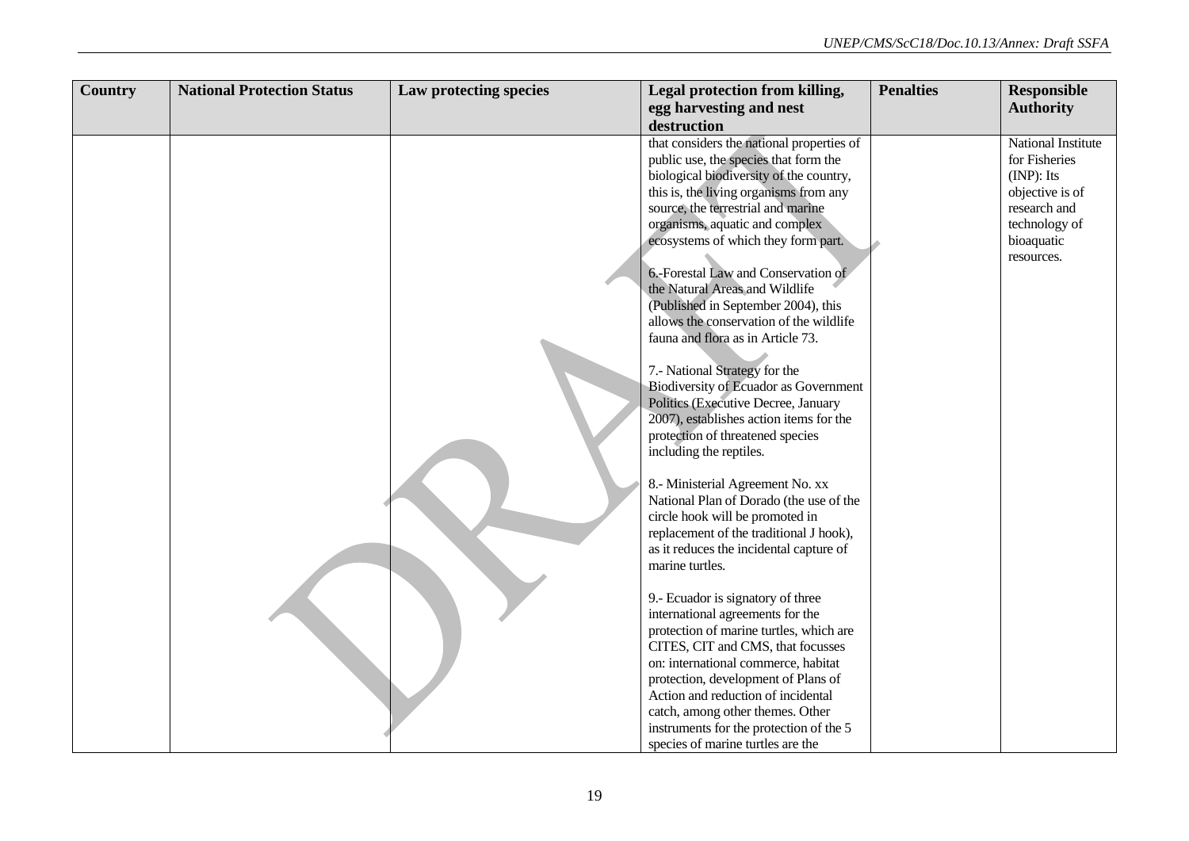| Country | National Protection Status | Law protecting species | Legal protection from killing, egg harvesting and nest destruction | Penalties | Responsible Authority |
|---|---|---|---|---|---|
| | | | that considers the national properties of public use, the species that form the biological biodiversity of the country, this is, the living organisms from any source, the terrestrial and marine organisms, aquatic and complex ecosystems of which they form part.<br><br>6.-Forestal Law and Conservation of the Natural Areas and Wildlife (Published in September 2004), this allows the conservation of the wildlife fauna and flora as in Article 73.<br><br>7.- National Strategy for the Biodiversity of Ecuador as Government Politics (Executive Decree, January 2007), establishes action items for the protection of threatened species including the reptiles.<br><br>8.- Ministerial Agreement No. xx National Plan of Dorado (the use of the circle hook will be promoted in replacement of the traditional J hook), as it reduces the incidental capture of marine turtles.<br><br>9.- Ecuador is signatory of three international agreements for the protection of marine turtles, which are CITES, CIT and CMS, that focusses on: international commerce, habitat protection, development of Plans of Action and reduction of incidental catch, among other themes. Other instruments for the protection of the 5 species of marine turtles are the | | National Institute for Fisheries (INP): Its objective is of research and technology of bioaquatic resources. |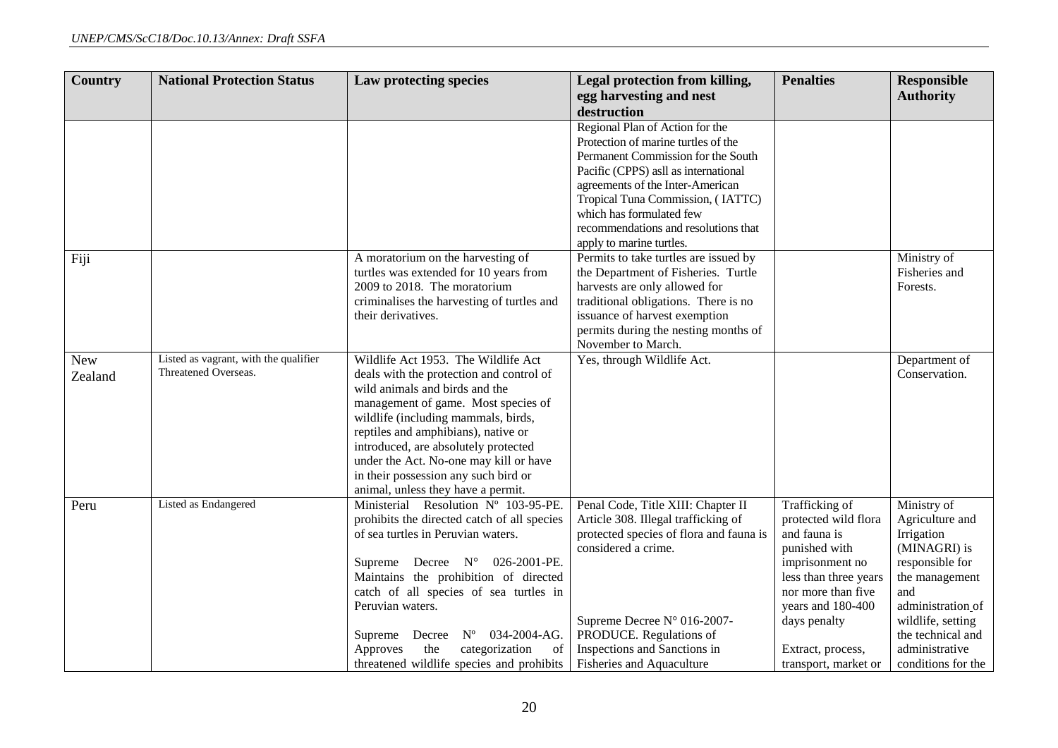| Country | National Protection Status | Law protecting species | Legal protection from killing, egg harvesting and nest destruction | Penalties | Responsible Authority |
|---|---|---|---|---|---|
| | | | Regional Plan of Action for the Protection of marine turtles of the Permanent Commission for the South Pacific (CPPS) asll as international agreements of the Inter-American Tropical Tuna Commission, ( IATTC) which has formulated few recommendations and resolutions that apply to marine turtles. | | |
| Fiji | | A moratorium on the harvesting of turtles was extended for 10 years from 2009 to 2018. The moratorium criminalises the harvesting of turtles and their derivatives. | Permits to take turtles are issued by the Department of Fisheries. Turtle harvests are only allowed for traditional obligations. There is no issuance of harvest exemption permits during the nesting months of November to March. | | Ministry of Fisheries and Forests. |
| New Zealand | Listed as vagrant, with the qualifier Threatened Overseas. | Wildlife Act 1953. The Wildlife Act deals with the protection and control of wild animals and birds and the management of game. Most species of wildlife (including mammals, birds, reptiles and amphibians), native or introduced, are absolutely protected under the Act. No-one may kill or have in their possession any such bird or animal, unless they have a permit. | Yes, through Wildlife Act. | | Department of Conservation. |
| Peru | Listed as Endangered | Ministerial Resolution Nº 103-95-PE. prohibits the directed catch of all species of sea turtles in Peruvian waters.<br><br>Supreme Decree N° 026-2001-PE. Maintains the prohibition of directed catch of all species of sea turtles in Peruvian waters.<br><br>Supreme Decree Nº 034-2004-AG. Approves the categorization of threatened wildlife species and prohibits | Penal Code, Title XIII: Chapter II Article 308. Illegal trafficking of protected species of flora and fauna is considered a crime.<br><br>Supreme Decree N° 016-2007-PRODUCE. Regulations of Inspections and Sanctions in Fisheries and Aquaculture | Trafficking of protected wild flora and fauna is punished with imprisonment no less than three years nor more than five years and 180-400 days penalty<br><br>Extract, process, transport, market or | Ministry of Agriculture and Irrigation (MINAGRI) is responsible for the management and administration of wildlife, setting the technical and administrative conditions for the |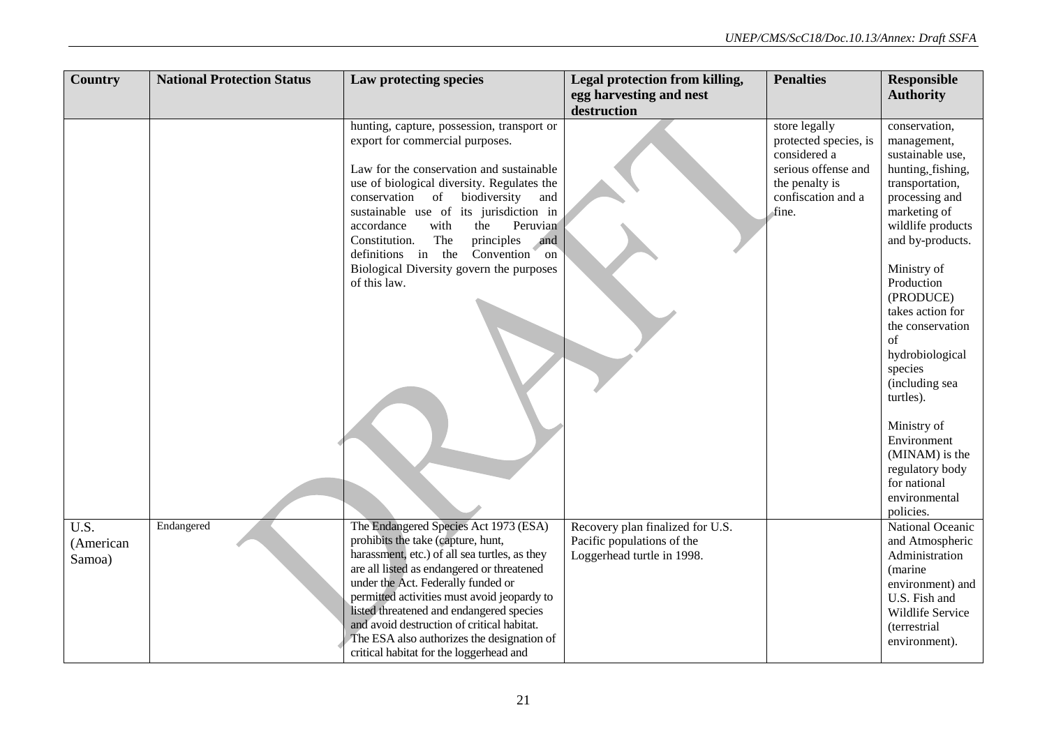| Country | National Protection Status | Law protecting species | Legal protection from killing, egg harvesting and nest destruction | Penalties | Responsible Authority |
|---|---|---|---|---|---|
| | | hunting, capture, possession, transport or export for commercial purposes.<br><br>Law for the conservation and sustainable use of biological diversity. Regulates the conservation of biodiversity and sustainable use of its jurisdiction in accordance with the Peruvian Constitution. The principles and definitions in the Convention on Biological Diversity govern the purposes of this law. | | store legally protected species, is considered a serious offense and the penalty is confiscation and a fine. | conservation, management, sustainable use, hunting, fishing, transportation, processing and marketing of wildlife products and by-products.<br><br>Ministry of Production (PRODUCE) takes action for the conservation of hydrobiological species (including sea turtles).<br><br>Ministry of Environment (MINAM) is the regulatory body for national environmental policies. |
| U.S. (American Samoa) | Endangered | The Endangered Species Act 1973 (ESA) prohibits the take (capture, hunt, harassment, etc.) of all sea turtles, as they are all listed as endangered or threatened under the Act. Federally funded or permitted activities must avoid jeopardy to listed threatened and endangered species and avoid destruction of critical habitat. The ESA also authorizes the designation of critical habitat for the loggerhead and | Recovery plan finalized for U.S. Pacific populations of the Loggerhead turtle in 1998. | | National Oceanic and Atmospheric Administration (marine environment) and U.S. Fish and Wildlife Service (terrestrial environment). |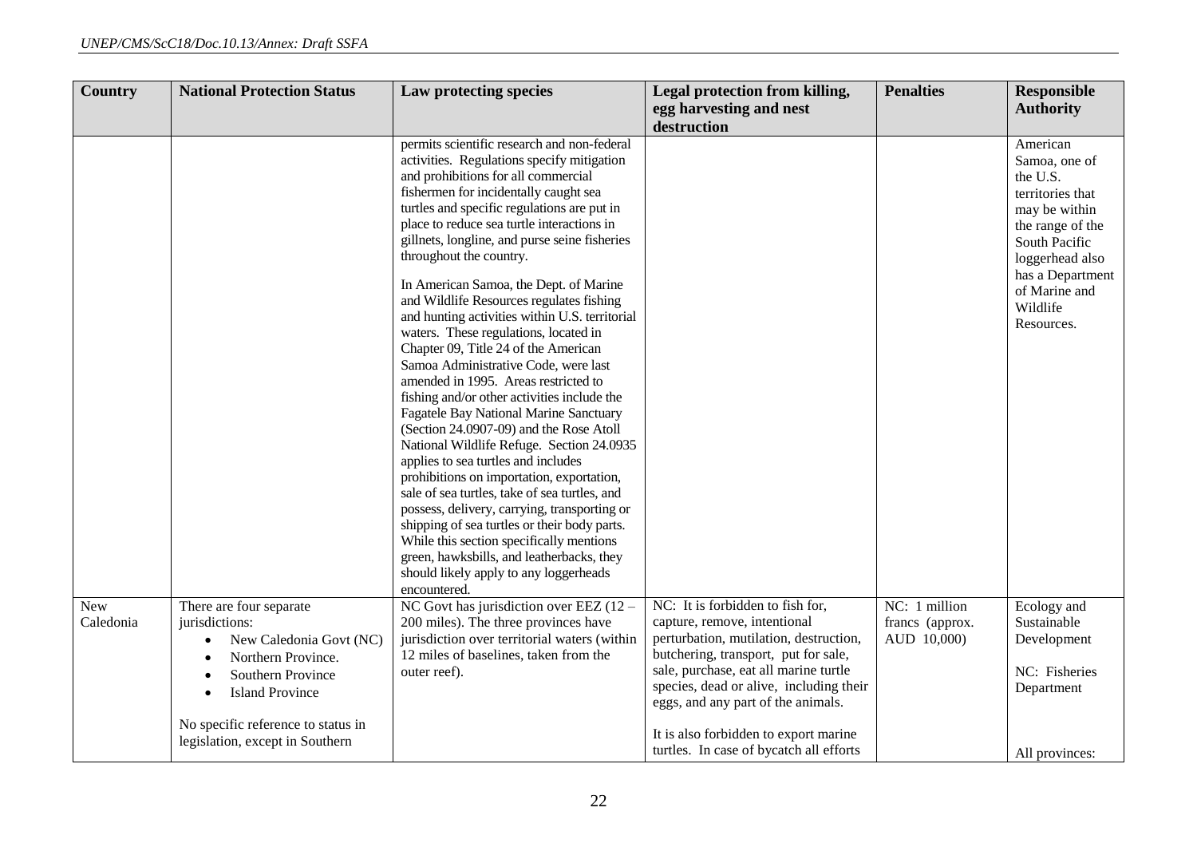| Country | National Protection Status | Law protecting species | Legal protection from killing, egg harvesting and nest destruction | Penalties | Responsible Authority |
|---|---|---|---|---|---|
| | | permits scientific research and non-federal activities. Regulations specify mitigation and prohibitions for all commercial fishermen for incidentally caught sea turtles and specific regulations are put in place to reduce sea turtle interactions in gillnets, longline, and purse seine fisheries throughout the country.<br><br>In American Samoa, the Dept. of Marine and Wildlife Resources regulates fishing and hunting activities within U.S. territorial waters. These regulations, located in Chapter 09, Title 24 of the American Samoa Administrative Code, were last amended in 1995. Areas restricted to fishing and/or other activities include the Fagatele Bay National Marine Sanctuary (Section 24.0907-09) and the Rose Atoll National Wildlife Refuge. Section 24.0935 applies to sea turtles and includes prohibitions on importation, exportation, sale of sea turtles, take of sea turtles, and possess, delivery, carrying, transporting or shipping of sea turtles or their body parts. While this section specifically mentions green, hawksbills, and leatherbacks, they should likely apply to any loggerheads encountered. | | | American Samoa, one of the U.S. territories that may be within the range of the South Pacific loggerhead also has a Department of Marine and Wildlife Resources. |
| New Caledonia | There are four separate jurisdictions:<br>• New Caledonia Govt (NC)<br>• Northern Province.<br>• Southern Province<br>• Island Province<br><br>No specific reference to status in legislation, except in Southern | NC Govt has jurisdiction over EEZ (12 – 200 miles). The three provinces have jurisdiction over territorial waters (within 12 miles of baselines, taken from the outer reef). | NC: It is forbidden to fish for, capture, remove, intentional perturbation, mutilation, destruction, butchering, transport, put for sale, sale, purchase, eat all marine turtle species, dead or alive, including their eggs, and any part of the animals.<br><br>It is also forbidden to export marine turtles. In case of bycatch all efforts | NC: 1 million francs (approx. AUD 10,000) | Ecology and Sustainable Development<br><br>NC: Fisheries Department<br><br>All provinces: |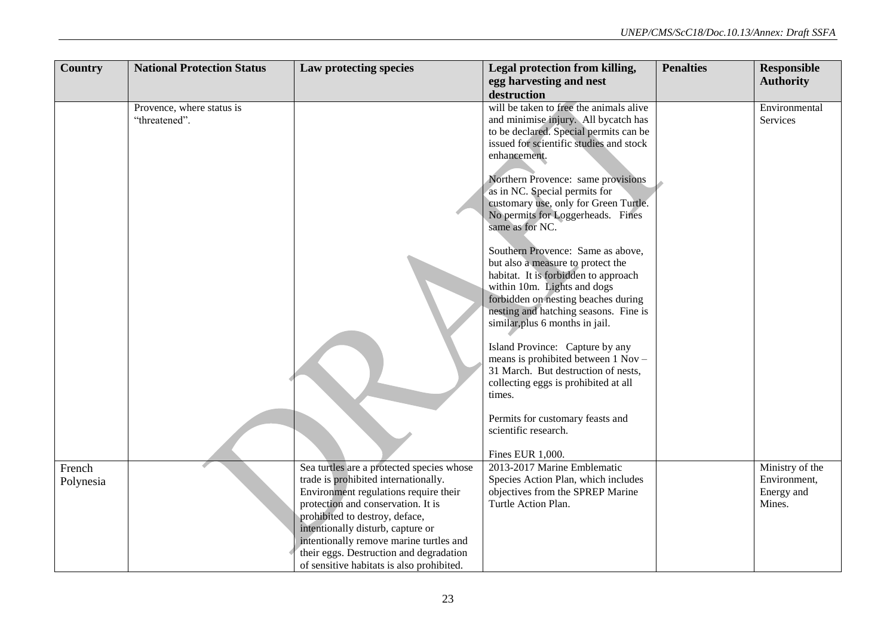| Country | National Protection Status | Law protecting species | Legal protection from killing, egg harvesting and nest destruction | Penalties | Responsible Authority |
|---|---|---|---|---|---|
| | Provence, where status is "threatened". | | will be taken to free the animals alive and minimise injury. All bycatch has to be declared. Special permits can be issued for scientific studies and stock enhancement.<br><br>Northern Provence: same provisions as in NC. Special permits for customary use, only for Green Turtle. No permits for Loggerheads. Fines same as for NC.<br><br>Southern Provence: Same as above, but also a measure to protect the habitat. It is forbidden to approach within 10m. Lights and dogs forbidden on nesting beaches during nesting and hatching seasons. Fine is similar,plus 6 months in jail.<br><br>Island Province: Capture by any means is prohibited between 1 Nov – 31 March. But destruction of nests, collecting eggs is prohibited at all times.<br><br>Permits for customary feasts and scientific research.<br><br>Fines EUR 1,000. | | Environmental Services |
| French Polynesia | | Sea turtles are a protected species whose trade is prohibited internationally. Environment regulations require their protection and conservation. It is prohibited to destroy, deface, intentionally disturb, capture or intentionally remove marine turtles and their eggs. Destruction and degradation of sensitive habitats is also prohibited. | 2013-2017 Marine Emblematic Species Action Plan, which includes objectives from the SPREP Marine Turtle Action Plan. | | Ministry of the Environment, Energy and Mines. |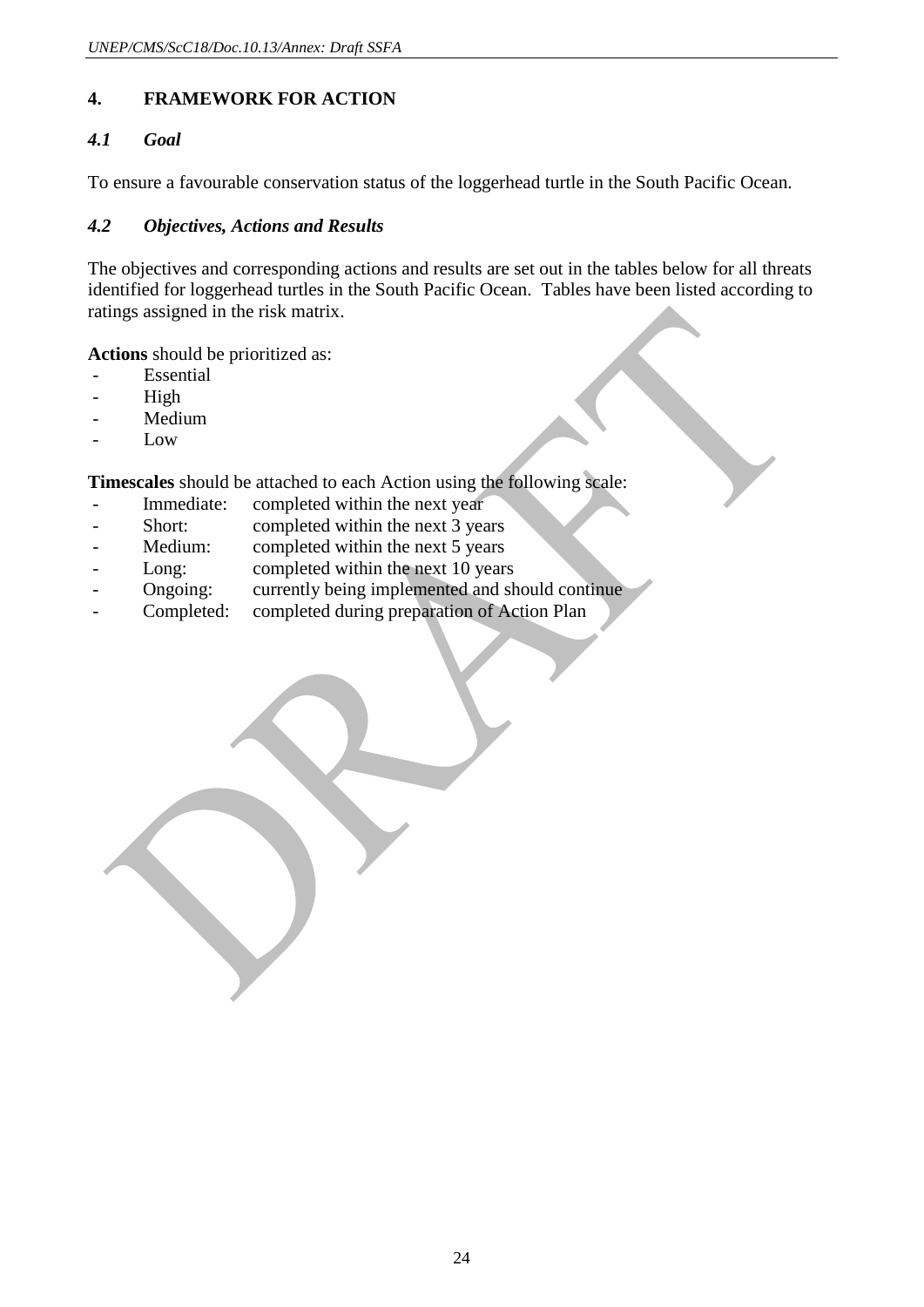## 4. FRAMEWORK FOR ACTION

### *4.1 Goal*

To ensure a favourable conservation status of the loggerhead turtle in the South Pacific Ocean.

### *4.2 Objectives, Actions and Results*

The objectives and corresponding actions and results are set out in the tables below for all threats identified for loggerhead turtles in the South Pacific Ocean. Tables have been listed according to ratings assigned in the risk matrix.

**Actions** should be prioritized as:

- Essential
- High
- Medium
- Low

**Timescales** should be attached to each Action using the following scale:

- Immediate: completed within the next year
- Short: completed within the next 3 years
- Medium: completed within the next 5 years
- Long: completed within the next 10 years
- Ongoing: currently being implemented and should continue
- Completed: completed during preparation of Action Plan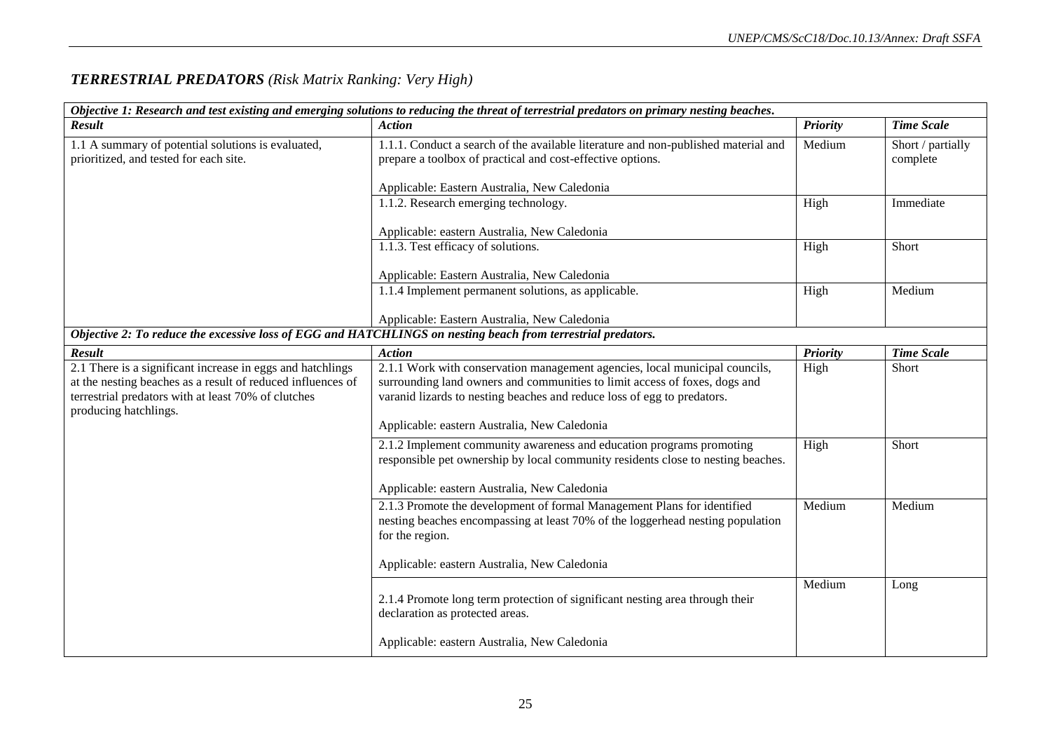## *TERRESTRIAL PREDATORS* *(Risk Matrix Ranking: Very High)*

| *Objective 1: Research and test existing and emerging solutions to reducing the threat of terrestrial predators on primary nesting beaches.* | | | |
|---|---|---|---|
| ***Result*** | ***Action*** | ***Priority*** | ***Time Scale*** |
| 1.1 A summary of potential solutions is evaluated, prioritized, and tested for each site. | 1.1.1. Conduct a search of the available literature and non-published material and prepare a toolbox of practical and cost-effective options.<br><br>Applicable: Eastern Australia, New Caledonia | Medium | Short / partially complete |
| | 1.1.2. Research emerging technology.<br><br>Applicable: eastern Australia, New Caledonia | High | Immediate |
| | 1.1.3. Test efficacy of solutions.<br><br>Applicable: Eastern Australia, New Caledonia | High | Short |
| | 1.1.4 Implement permanent solutions, as applicable.<br><br>Applicable: Eastern Australia, New Caledonia | High | Medium |
| *Objective 2: To reduce the excessive loss of EGG and HATCHLINGS on nesting beach from terrestrial predators.* | | | |
| ***Result*** | ***Action*** | ***Priority*** | ***Time Scale*** |
| 2.1 There is a significant increase in eggs and hatchlings at the nesting beaches as a result of reduced influences of terrestrial predators with at least 70% of clutches producing hatchlings. | 2.1.1 Work with conservation management agencies, local municipal councils, surrounding land owners and communities to limit access of foxes, dogs and varanid lizards to nesting beaches and reduce loss of egg to predators.<br><br>Applicable: eastern Australia, New Caledonia | High | Short |
| | 2.1.2 Implement community awareness and education programs promoting responsible pet ownership by local community residents close to nesting beaches.<br><br>Applicable: eastern Australia, New Caledonia | High | Short |
| | 2.1.3 Promote the development of formal Management Plans for identified nesting beaches encompassing at least 70% of the loggerhead nesting population for the region.<br><br>Applicable: eastern Australia, New Caledonia | Medium | Medium |
| | 2.1.4 Promote long term protection of significant nesting area through their declaration as protected areas.<br><br>Applicable: eastern Australia, New Caledonia | Medium | Long |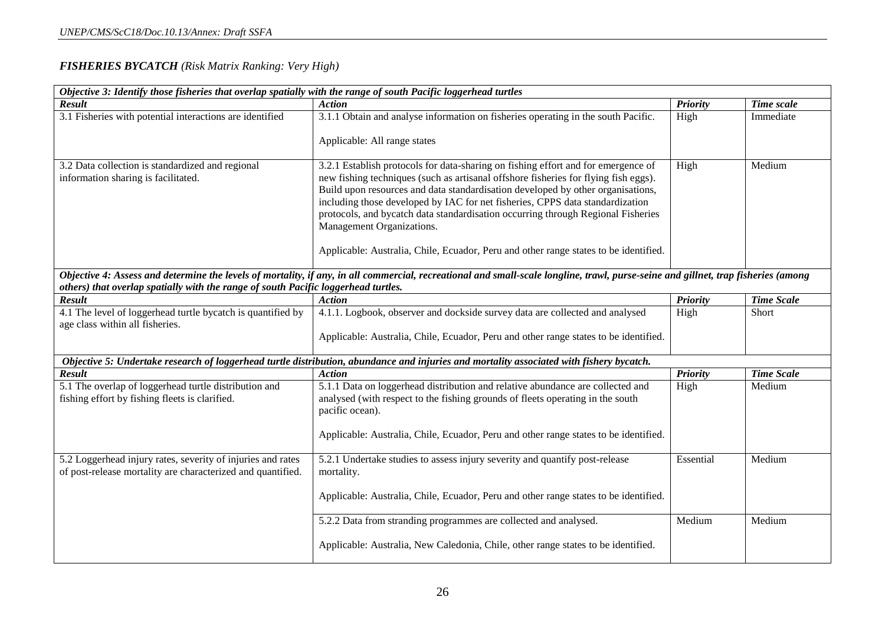***FISHERIES BYCATCH*** *(Risk Matrix Ranking: Very High)*

| ***Objective 3: Identify those fisheries that overlap spatially with the range of south Pacific loggerhead turtles*** | | | |
|---|---|---|---|
| ***Result*** | ***Action*** | ***Priority*** | ***Time scale*** |
| 3.1 Fisheries with potential interactions are identified | 3.1.1 Obtain and analyse information on fisheries operating in the south Pacific.<br><br>Applicable: All range states | High | Immediate |
| 3.2 Data collection is standardized and regional information sharing is facilitated. | 3.2.1 Establish protocols for data-sharing on fishing effort and for emergence of new fishing techniques (such as artisanal offshore fisheries for flying fish eggs). Build upon resources and data standardisation developed by other organisations, including those developed by IAC for net fisheries, CPPS data standardization protocols, and bycatch data standardisation occurring through Regional Fisheries Management Organizations.<br><br>Applicable: Australia, Chile, Ecuador, Peru and other range states to be identified. | High | Medium |
| ***Objective 4: Assess and determine the levels of mortality, if any, in all commercial, recreational and small-scale longline, trawl, purse-seine and gillnet, trap fisheries (among others) that overlap spatially with the range of south Pacific loggerhead turtles.*** | | | |
| ***Result*** | ***Action*** | ***Priority*** | ***Time Scale*** |
| 4.1 The level of loggerhead turtle bycatch is quantified by age class within all fisheries. | 4.1.1. Logbook, observer and dockside survey data are collected and analysed<br><br>Applicable: Australia, Chile, Ecuador, Peru and other range states to be identified. | High | Short |
| ***Objective 5: Undertake research of loggerhead turtle distribution, abundance and injuries and mortality associated with fishery bycatch.*** | | | |
| ***Result*** | ***Action*** | ***Priority*** | ***Time Scale*** |
| 5.1 The overlap of loggerhead turtle distribution and fishing effort by fishing fleets is clarified. | 5.1.1 Data on loggerhead distribution and relative abundance are collected and analysed (with respect to the fishing grounds of fleets operating in the south pacific ocean).<br><br>Applicable: Australia, Chile, Ecuador, Peru and other range states to be identified. | High | Medium |
| 5.2 Loggerhead injury rates, severity of injuries and rates of post-release mortality are characterized and quantified. | 5.2.1 Undertake studies to assess injury severity and quantify post-release mortality.<br><br>Applicable: Australia, Chile, Ecuador, Peru and other range states to be identified. | Essential | Medium |
| | 5.2.2 Data from stranding programmes are collected and analysed.<br><br>Applicable: Australia, New Caledonia, Chile, other range states to be identified. | Medium | Medium |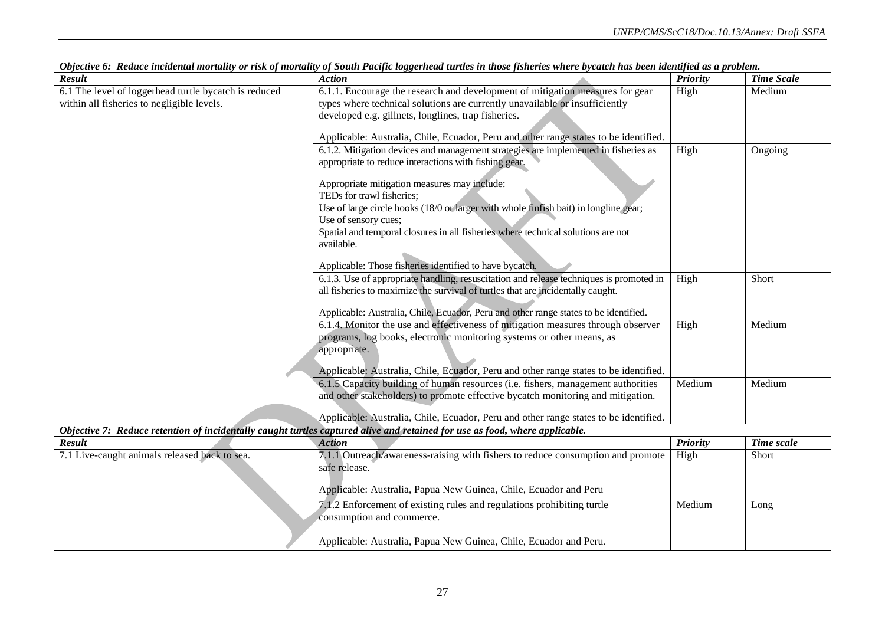| *Objective 6: Reduce incidental mortality or risk of mortality of South Pacific loggerhead turtles in those fisheries where bycatch has been identified as a problem.* | | | |
|---|---|---|---|
| ***Result*** | ***Action*** | ***Priority*** | ***Time Scale*** |
| 6.1 The level of loggerhead turtle bycatch is reduced within all fisheries to negligible levels. | 6.1.1. Encourage the research and development of mitigation measures for gear types where technical solutions are currently unavailable or insufficiently developed e.g. gillnets, longlines, trap fisheries.<br><br>Applicable: Australia, Chile, Ecuador, Peru and other range states to be identified. | High | Medium |
| | 6.1.2. Mitigation devices and management strategies are implemented in fisheries as appropriate to reduce interactions with fishing gear.<br><br>Appropriate mitigation measures may include:<br>TEDs for trawl fisheries;<br>Use of large circle hooks (18/0 or larger with whole finfish bait) in longline gear;<br>Use of sensory cues;<br>Spatial and temporal closures in all fisheries where technical solutions are not available.<br><br>Applicable: Those fisheries identified to have bycatch. | High | Ongoing |
| | 6.1.3. Use of appropriate handling, resuscitation and release techniques is promoted in all fisheries to maximize the survival of turtles that are incidentally caught.<br><br>Applicable: Australia, Chile, Ecuador, Peru and other range states to be identified. | High | Short |
| | 6.1.4. Monitor the use and effectiveness of mitigation measures through observer programs, log books, electronic monitoring systems or other means, as appropriate.<br><br>Applicable: Australia, Chile, Ecuador, Peru and other range states to be identified. | High | Medium |
| | 6.1.5 Capacity building of human resources (i.e. fishers, management authorities and other stakeholders) to promote effective bycatch monitoring and mitigation.<br><br>Applicable: Australia, Chile, Ecuador, Peru and other range states to be identified. | Medium | Medium |
| *Objective 7: Reduce retention of incidentally caught turtles captured alive and retained for use as food, where applicable.* | | | |
| ***Result*** | ***Action*** | ***Priority*** | ***Time scale*** |
| 7.1 Live-caught animals released back to sea. | 7.1.1 Outreach/awareness-raising with fishers to reduce consumption and promote safe release.<br><br>Applicable: Australia, Papua New Guinea, Chile, Ecuador and Peru | High | Short |
| | 7.1.2 Enforcement of existing rules and regulations prohibiting turtle consumption and commerce.<br><br>Applicable: Australia, Papua New Guinea, Chile, Ecuador and Peru. | Medium | Long |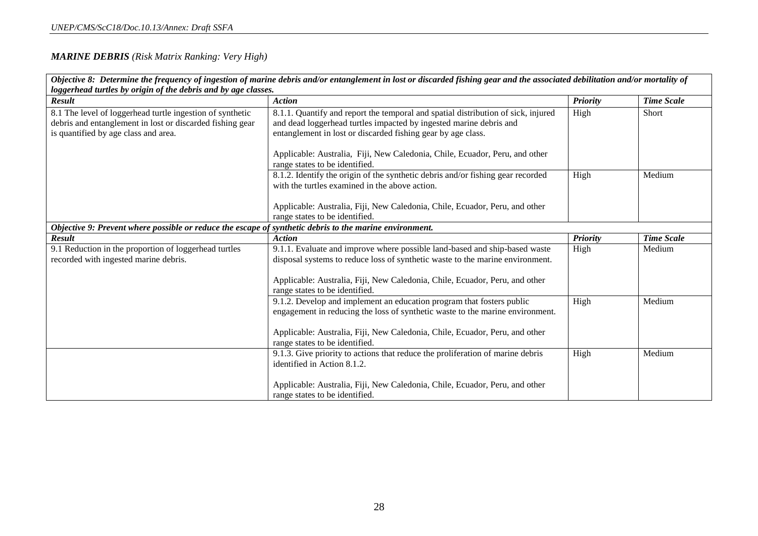***MARINE DEBRIS*** *(Risk Matrix Ranking: Very High)*

| ***Objective 8: Determine the frequency of ingestion of marine debris and/or entanglement in lost or discarded fishing gear and the associated debilitation and/or mortality of loggerhead turtles by origin of the debris and by age classes.*** | | | |
|---|---|---|---|
| ***Result*** | ***Action*** | ***Priority*** | ***Time Scale*** |
| 8.1 The level of loggerhead turtle ingestion of synthetic debris and entanglement in lost or discarded fishing gear is quantified by age class and area. | 8.1.1. Quantify and report the temporal and spatial distribution of sick, injured and dead loggerhead turtles impacted by ingested marine debris and entanglement in lost or discarded fishing gear by age class.<br><br>Applicable: Australia, Fiji, New Caledonia, Chile, Ecuador, Peru, and other range states to be identified. | High | Short |
| | 8.1.2. Identify the origin of the synthetic debris and/or fishing gear recorded with the turtles examined in the above action.<br><br>Applicable: Australia, Fiji, New Caledonia, Chile, Ecuador, Peru, and other range states to be identified. | High | Medium |
| ***Objective 9: Prevent where possible or reduce the escape of synthetic debris to the marine environment.*** | | | |
| ***Result*** | ***Action*** | ***Priority*** | ***Time Scale*** |
| 9.1 Reduction in the proportion of loggerhead turtles recorded with ingested marine debris. | 9.1.1. Evaluate and improve where possible land-based and ship-based waste disposal systems to reduce loss of synthetic waste to the marine environment.<br><br>Applicable: Australia, Fiji, New Caledonia, Chile, Ecuador, Peru, and other range states to be identified. | High | Medium |
| | 9.1.2. Develop and implement an education program that fosters public engagement in reducing the loss of synthetic waste to the marine environment.<br><br>Applicable: Australia, Fiji, New Caledonia, Chile, Ecuador, Peru, and other range states to be identified. | High | Medium |
| | 9.1.3. Give priority to actions that reduce the proliferation of marine debris identified in Action 8.1.2.<br><br>Applicable: Australia, Fiji, New Caledonia, Chile, Ecuador, Peru, and other range states to be identified. | High | Medium |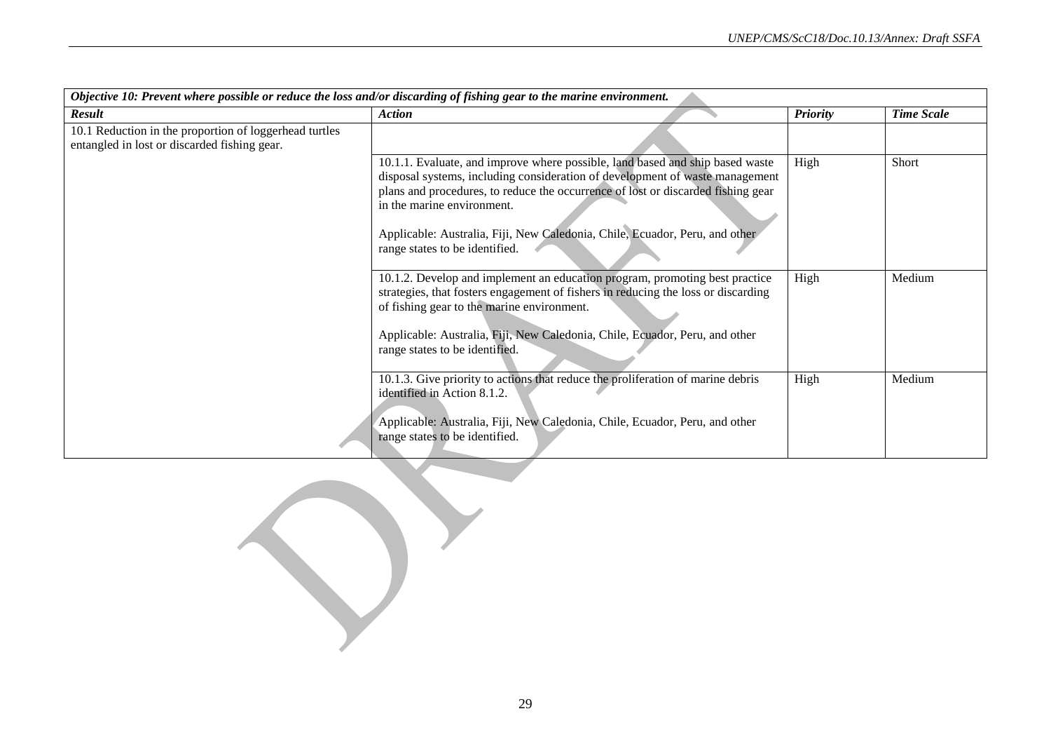| *Objective 10: Prevent where possible or reduce the loss and/or discarding of fishing gear to the marine environment.* | | | |
|---|---|---|---|
| ***Result*** | ***Action*** | ***Priority*** | ***Time Scale*** |
| 10.1 Reduction in the proportion of loggerhead turtles entangled in lost or discarded fishing gear. | | | |
| | 10.1.1. Evaluate, and improve where possible, land based and ship based waste disposal systems, including consideration of development of waste management plans and procedures, to reduce the occurrence of lost or discarded fishing gear in the marine environment.<br><br>Applicable: Australia, Fiji, New Caledonia, Chile, Ecuador, Peru, and other range states to be identified. | High | Short |
| | 10.1.2. Develop and implement an education program, promoting best practice strategies, that fosters engagement of fishers in reducing the loss or discarding of fishing gear to the marine environment.<br><br>Applicable: Australia, Fiji, New Caledonia, Chile, Ecuador, Peru, and other range states to be identified. | High | Medium |
| | 10.1.3. Give priority to actions that reduce the proliferation of marine debris identified in Action 8.1.2.<br><br>Applicable: Australia, Fiji, New Caledonia, Chile, Ecuador, Peru, and other range states to be identified. | High | Medium |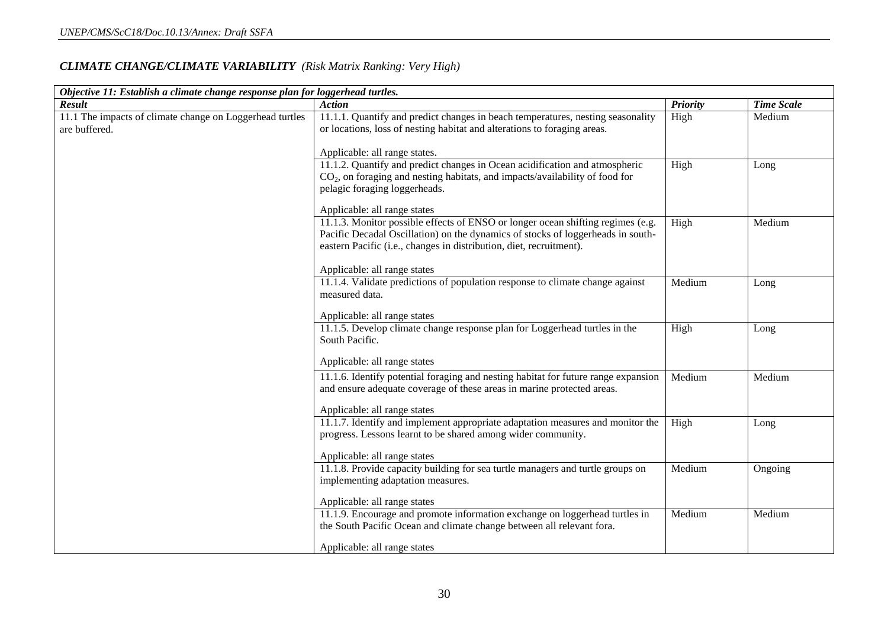## *CLIMATE CHANGE/CLIMATE VARIABILITY* *(Risk Matrix Ranking: Very High)*

| ***Objective 11: Establish a climate change response plan for loggerhead turtles.*** | | | |
|---|---|---|---|
| ***Result*** | ***Action*** | ***Priority*** | ***Time Scale*** |
| 11.1 The impacts of climate change on Loggerhead turtles are buffered. | 11.1.1. Quantify and predict changes in beach temperatures, nesting seasonality or locations, loss of nesting habitat and alterations to foraging areas.<br><br>Applicable: all range states. | High | Medium |
| | 11.1.2. Quantify and predict changes in Ocean acidification and atmospheric $CO_2$, on foraging and nesting habitats, and impacts/availability of food for pelagic foraging loggerheads.<br><br>Applicable: all range states | High | Long |
| | 11.1.3. Monitor possible effects of ENSO or longer ocean shifting regimes (e.g. Pacific Decadal Oscillation) on the dynamics of stocks of loggerheads in south-eastern Pacific (i.e., changes in distribution, diet, recruitment).<br><br>Applicable: all range states | High | Medium |
| | 11.1.4. Validate predictions of population response to climate change against measured data.<br><br>Applicable: all range states | Medium | Long |
| | 11.1.5. Develop climate change response plan for Loggerhead turtles in the South Pacific.<br><br>Applicable: all range states | High | Long |
| | 11.1.6. Identify potential foraging and nesting habitat for future range expansion and ensure adequate coverage of these areas in marine protected areas.<br><br>Applicable: all range states | Medium | Medium |
| | 11.1.7. Identify and implement appropriate adaptation measures and monitor the progress. Lessons learnt to be shared among wider community.<br><br>Applicable: all range states | High | Long |
| | 11.1.8. Provide capacity building for sea turtle managers and turtle groups on implementing adaptation measures.<br><br>Applicable: all range states | Medium | Ongoing |
| | 11.1.9. Encourage and promote information exchange on loggerhead turtles in the South Pacific Ocean and climate change between all relevant fora.<br><br>Applicable: all range states | Medium | Medium |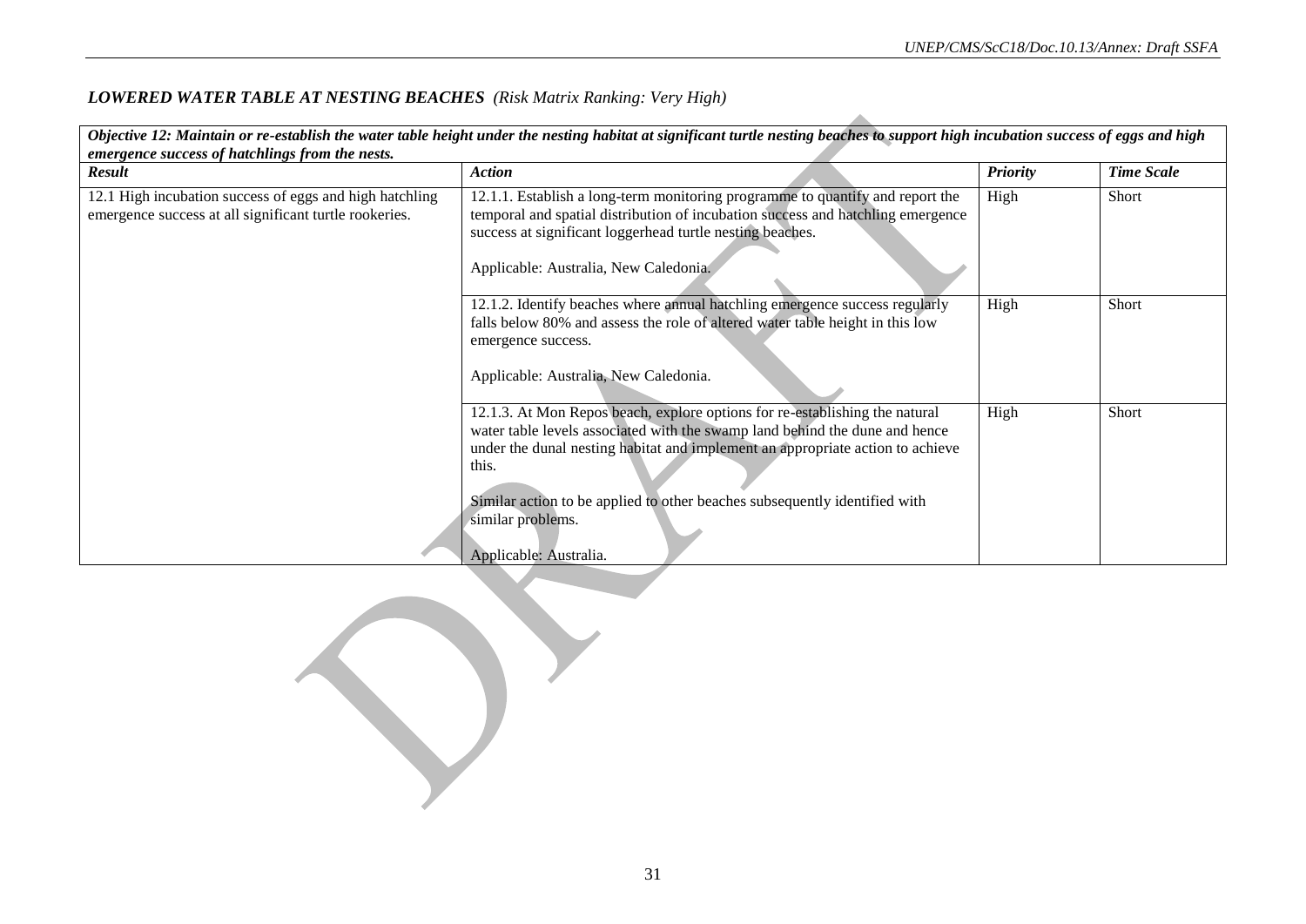### *LOWERED WATER TABLE AT NESTING BEACHES (Risk Matrix Ranking: Very High)*

| ***Objective 12: Maintain or re-establish the water table height under the nesting habitat at significant turtle nesting beaches to support high incubation success of eggs and high emergence success of hatchlings from the nests.*** | | | |
|---|---|---|---|
| ***Result*** | ***Action*** | ***Priority*** | ***Time Scale*** |
| 12.1 High incubation success of eggs and high hatchling emergence success at all significant turtle rookeries. | 12.1.1. Establish a long-term monitoring programme to quantify and report the temporal and spatial distribution of incubation success and hatchling emergence success at significant loggerhead turtle nesting beaches.<br><br>Applicable: Australia, New Caledonia. | High | Short |
| | 12.1.2. Identify beaches where annual hatchling emergence success regularly falls below 80% and assess the role of altered water table height in this low emergence success.<br><br>Applicable: Australia, New Caledonia. | High | Short |
| | 12.1.3. At Mon Repos beach, explore options for re-establishing the natural water table levels associated with the swamp land behind the dune and hence under the dunal nesting habitat and implement an appropriate action to achieve this.<br><br>Similar action to be applied to other beaches subsequently identified with similar problems.<br><br>Applicable: Australia. | High | Short |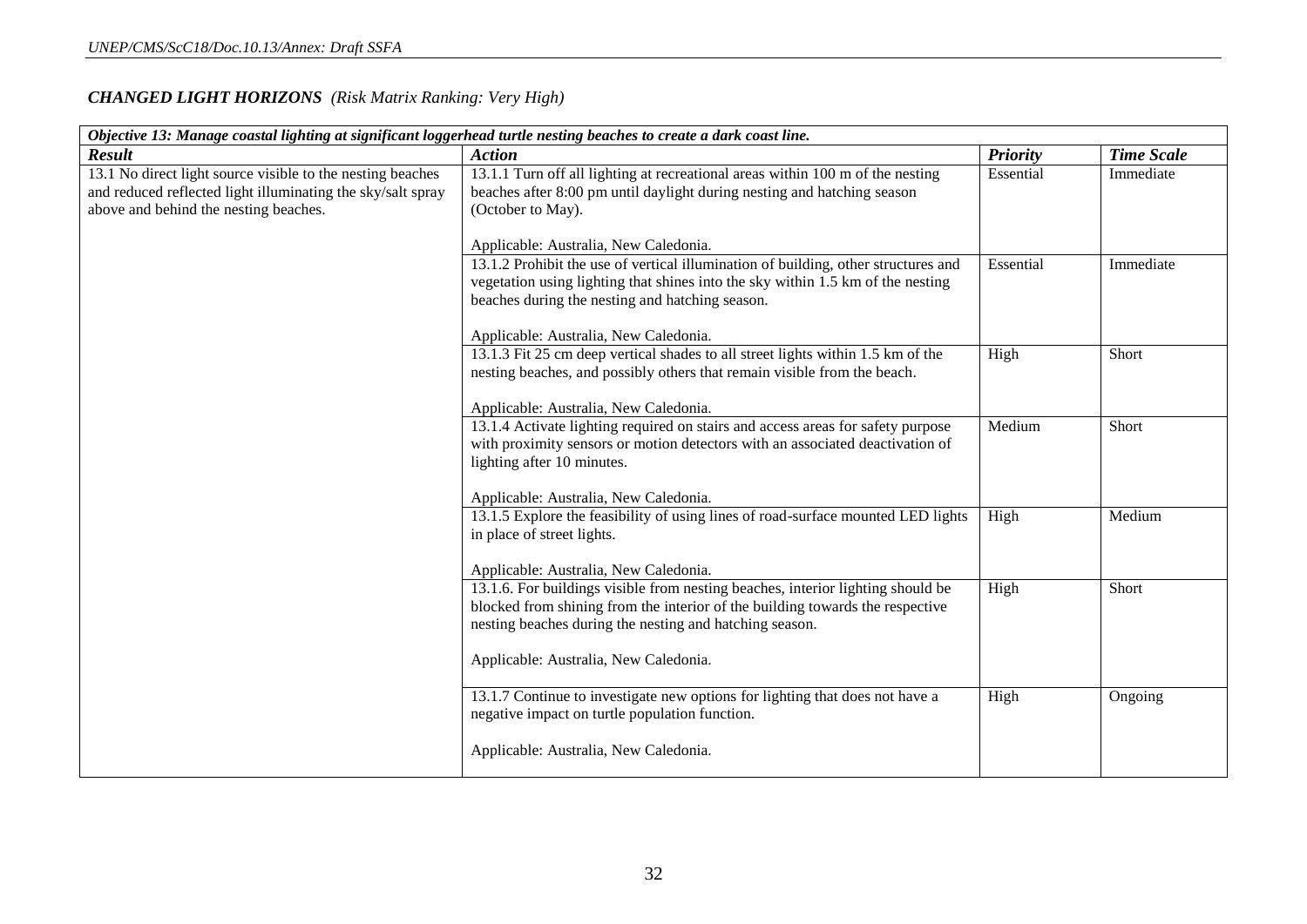### *CHANGED LIGHT HORIZONS* *(Risk Matrix Ranking: Very High)*

| *Objective 13: Manage coastal lighting at significant loggerhead turtle nesting beaches to create a dark coast line.* | | | |
|---|---|---|---|
| ***Result*** | ***Action*** | ***Priority*** | ***Time Scale*** |
| 13.1 No direct light source visible to the nesting beaches and reduced reflected light illuminating the sky/salt spray above and behind the nesting beaches. | 13.1.1 Turn off all lighting at recreational areas within 100 m of the nesting beaches after 8:00 pm until daylight during nesting and hatching season (October to May).<br><br>Applicable: Australia, New Caledonia. | Essential | Immediate |
| | 13.1.2 Prohibit the use of vertical illumination of building, other structures and vegetation using lighting that shines into the sky within 1.5 km of the nesting beaches during the nesting and hatching season.<br><br>Applicable: Australia, New Caledonia. | Essential | Immediate |
| | 13.1.3 Fit 25 cm deep vertical shades to all street lights within 1.5 km of the nesting beaches, and possibly others that remain visible from the beach.<br><br>Applicable: Australia, New Caledonia. | High | Short |
| | 13.1.4 Activate lighting required on stairs and access areas for safety purpose with proximity sensors or motion detectors with an associated deactivation of lighting after 10 minutes.<br><br>Applicable: Australia, New Caledonia. | Medium | Short |
| | 13.1.5 Explore the feasibility of using lines of road-surface mounted LED lights in place of street lights.<br><br>Applicable: Australia, New Caledonia. | High | Medium |
| | 13.1.6. For buildings visible from nesting beaches, interior lighting should be blocked from shining from the interior of the building towards the respective nesting beaches during the nesting and hatching season.<br><br>Applicable: Australia, New Caledonia. | High | Short |
| | 13.1.7 Continue to investigate new options for lighting that does not have a negative impact on turtle population function.<br><br>Applicable: Australia, New Caledonia. | High | Ongoing |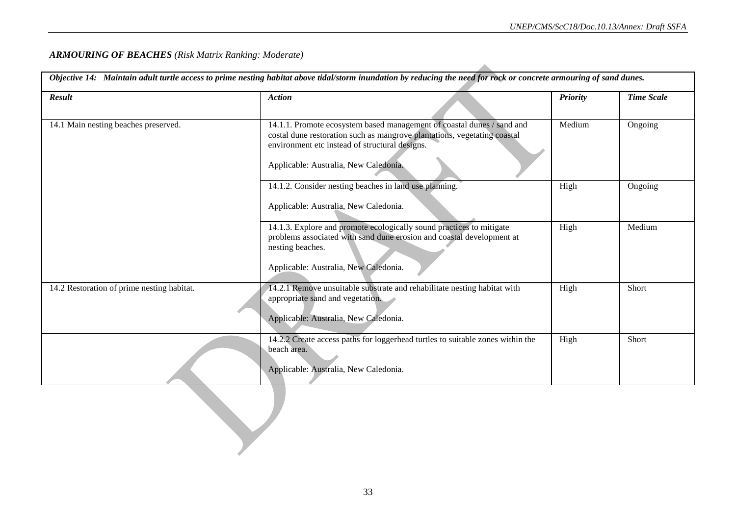***ARMOURING OF BEACHES** (Risk Matrix Ranking: Moderate)*

| *Objective 14: Maintain adult turtle access to prime nesting habitat above tidal/storm inundation by reducing the need for rock or concrete armouring of sand dunes.* | | | |
|---|---|---|---|
| ***Result*** | ***Action*** | ***Priority*** | ***Time Scale*** |
| 14.1 Main nesting beaches preserved. | 14.1.1. Promote ecosystem based management of coastal dunes / sand and costal dune restoration such as mangrove plantations, vegetating coastal environment etc instead of structural designs.<br><br>Applicable: Australia, New Caledonia. | Medium | Ongoing |
| | 14.1.2. Consider nesting beaches in land use planning.<br><br>Applicable: Australia, New Caledonia. | High | Ongoing |
| | 14.1.3. Explore and promote ecologically sound practices to mitigate problems associated with sand dune erosion and coastal development at nesting beaches.<br><br>Applicable: Australia, New Caledonia. | High | Medium |
| 14.2 Restoration of prime nesting habitat. | 14.2.1 Remove unsuitable substrate and rehabilitate nesting habitat with appropriate sand and vegetation.<br><br>Applicable: Australia, New Caledonia. | High | Short |
| | 14.2.2 Create access paths for loggerhead turtles to suitable zones within the beach area.<br><br>Applicable: Australia, New Caledonia. | High | Short |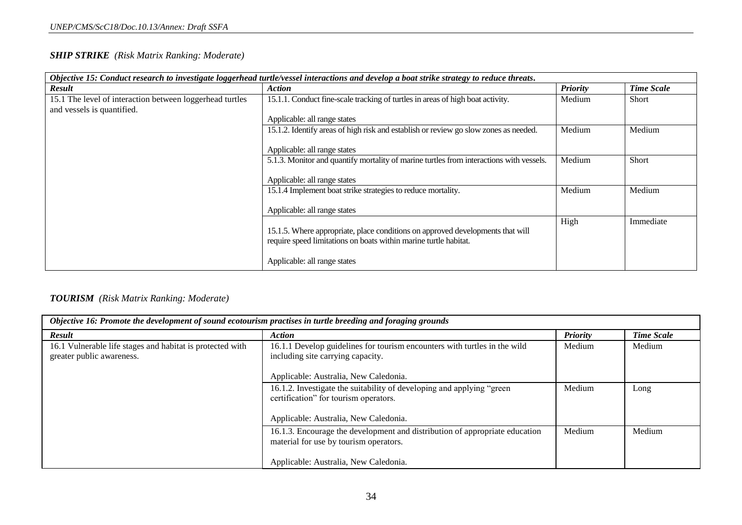***SHIP STRIKE*** *(Risk Matrix Ranking: Moderate)*

| ***Objective 15: Conduct research to investigate loggerhead turtle/vessel interactions and develop a boat strike strategy to reduce threats.*** | | | |
|---|---|---|---|
| ***Result*** | ***Action*** | ***Priority*** | ***Time Scale*** |
| 15.1 The level of interaction between loggerhead turtles and vessels is quantified. | 15.1.1. Conduct fine-scale tracking of turtles in areas of high boat activity.<br><br>Applicable: all range states | Medium | Short |
| | 15.1.2. Identify areas of high risk and establish or review go slow zones as needed.<br><br>Applicable: all range states | Medium | Medium |
| | 5.1.3. Monitor and quantify mortality of marine turtles from interactions with vessels.<br><br>Applicable: all range states | Medium | Short |
| | 15.1.4 Implement boat strike strategies to reduce mortality.<br><br>Applicable: all range states | Medium | Medium |
| | 15.1.5. Where appropriate, place conditions on approved developments that will require speed limitations on boats within marine turtle habitat.<br><br>Applicable: all range states | High | Immediate |

***TOURISM*** *(Risk Matrix Ranking: Moderate)*

| ***Objective 16: Promote the development of sound ecotourism practises in turtle breeding and foraging grounds*** | | | |
|---|---|---|---|
| ***Result*** | ***Action*** | ***Priority*** | ***Time Scale*** |
| 16.1 Vulnerable life stages and habitat is protected with greater public awareness. | 16.1.1 Develop guidelines for tourism encounters with turtles in the wild including site carrying capacity.<br><br>Applicable: Australia, New Caledonia. | Medium | Medium |
| | 16.1.2. Investigate the suitability of developing and applying "green certification" for tourism operators.<br><br>Applicable: Australia, New Caledonia. | Medium | Long |
| | 16.1.3. Encourage the development and distribution of appropriate education material for use by tourism operators.<br><br>Applicable: Australia, New Caledonia. | Medium | Medium |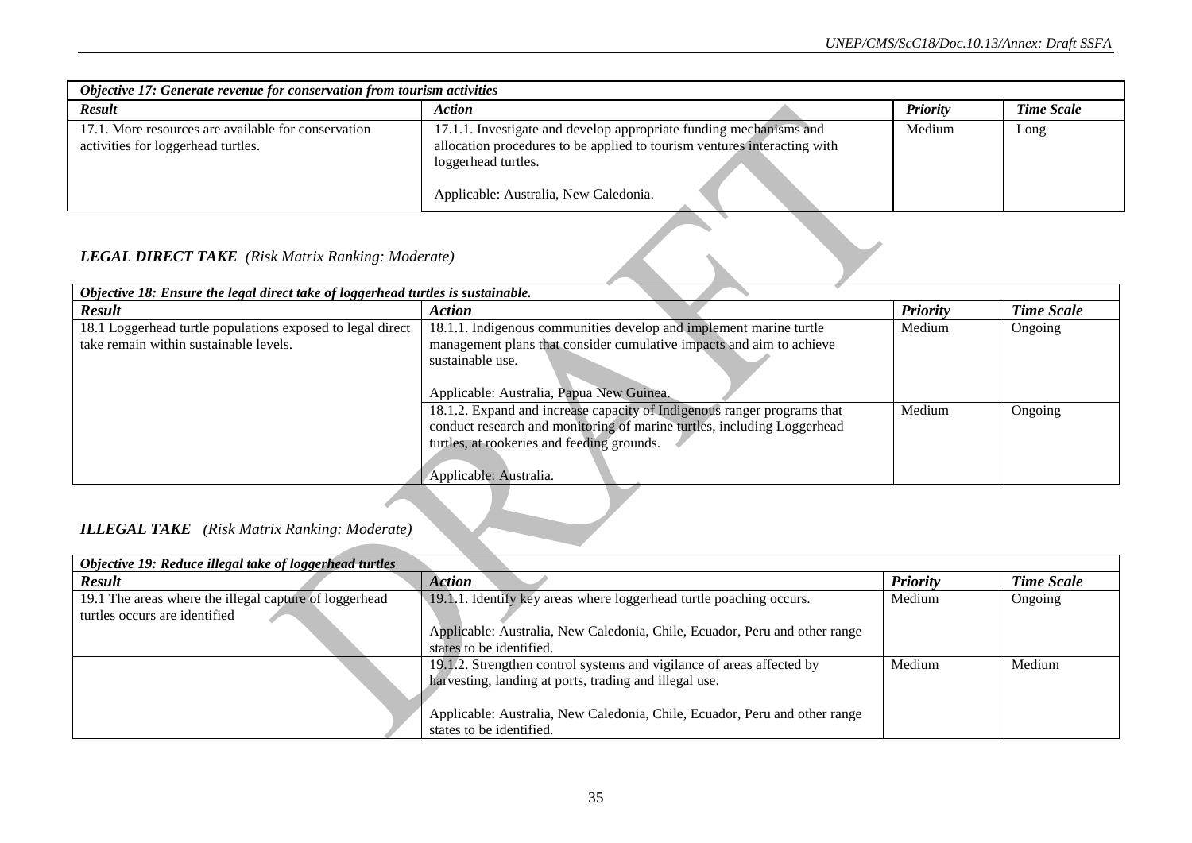| *Objective 17: Generate revenue for conservation from tourism activities* | | | |
|---|---|---|---|
| ***Result*** | ***Action*** | ***Priority*** | ***Time Scale*** |
| 17.1. More resources are available for conservation activities for loggerhead turtles. | 17.1.1. Investigate and develop appropriate funding mechanisms and allocation procedures to be applied to tourism ventures interacting with loggerhead turtles.<br><br>Applicable: Australia, New Caledonia. | Medium | Long |

### *LEGAL DIRECT TAKE (Risk Matrix Ranking: Moderate)*

| *Objective 18: Ensure the legal direct take of loggerhead turtles is sustainable.* | | | |
|---|---|---|---|
| ***Result*** | ***Action*** | ***Priority*** | ***Time Scale*** |
| 18.1 Loggerhead turtle populations exposed to legal direct take remain within sustainable levels. | 18.1.1. Indigenous communities develop and implement marine turtle management plans that consider cumulative impacts and aim to achieve sustainable use.<br><br>Applicable: Australia, Papua New Guinea. | Medium | Ongoing |
| | 18.1.2. Expand and increase capacity of Indigenous ranger programs that conduct research and monitoring of marine turtles, including Loggerhead turtles, at rookeries and feeding grounds.<br><br>Applicable: Australia. | Medium | Ongoing |

### *ILLEGAL TAKE (Risk Matrix Ranking: Moderate)*

| *Objective 19: Reduce illegal take of loggerhead turtles* | | | |
|---|---|---|---|
| ***Result*** | ***Action*** | ***Priority*** | ***Time Scale*** |
| 19.1 The areas where the illegal capture of loggerhead turtles occurs are identified | 19.1.1. Identify key areas where loggerhead turtle poaching occurs.<br><br>Applicable: Australia, New Caledonia, Chile, Ecuador, Peru and other range states to be identified. | Medium | Ongoing |
| | 19.1.2. Strengthen control systems and vigilance of areas affected by harvesting, landing at ports, trading and illegal use.<br><br>Applicable: Australia, New Caledonia, Chile, Ecuador, Peru and other range states to be identified. | Medium | Medium |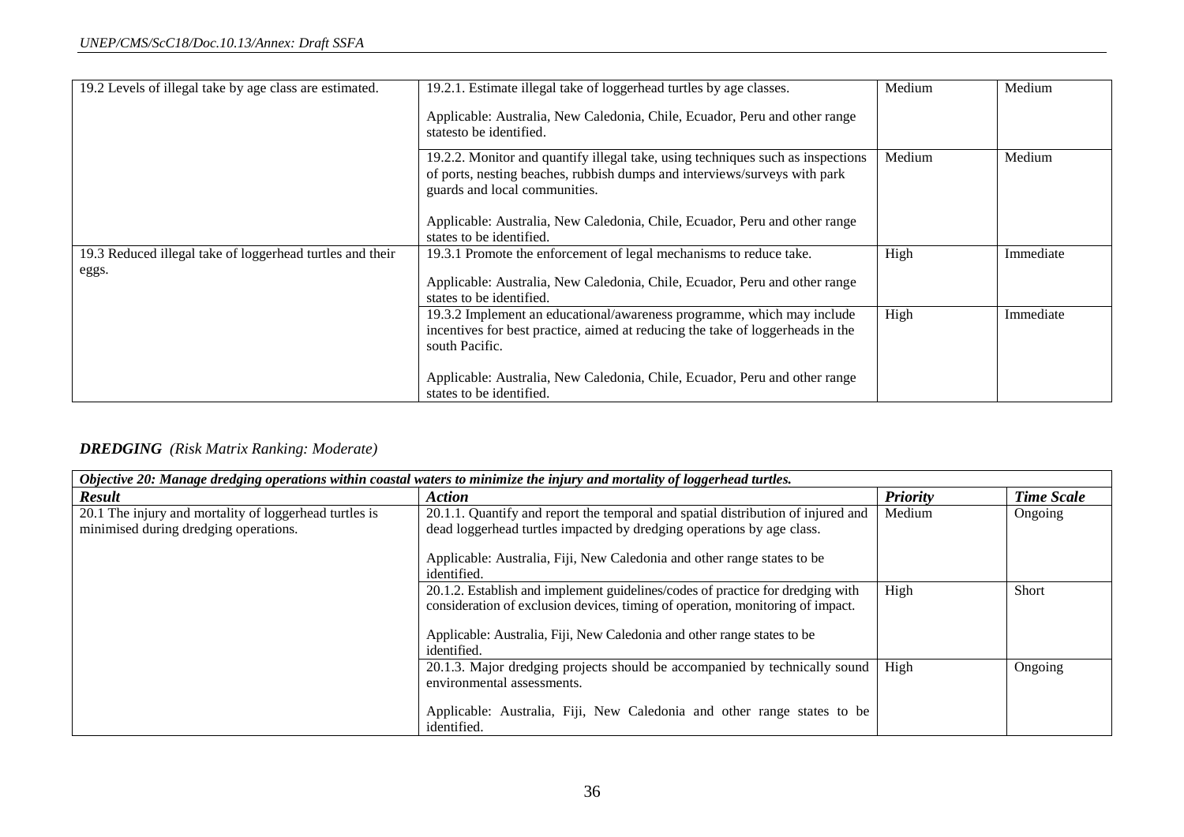| | | | |
|---|---|---|---|
| 19.2 Levels of illegal take by age class are estimated. | 19.2.1. Estimate illegal take of loggerhead turtles by age classes.<br><br>Applicable: Australia, New Caledonia, Chile, Ecuador, Peru and other range statesto be identified. | Medium | Medium |
| | 19.2.2. Monitor and quantify illegal take, using techniques such as inspections of ports, nesting beaches, rubbish dumps and interviews/surveys with park guards and local communities.<br><br>Applicable: Australia, New Caledonia, Chile, Ecuador, Peru and other range states to be identified. | Medium | Medium |
| 19.3 Reduced illegal take of loggerhead turtles and their eggs. | 19.3.1 Promote the enforcement of legal mechanisms to reduce take.<br><br>Applicable: Australia, New Caledonia, Chile, Ecuador, Peru and other range states to be identified. | High | Immediate |
| | 19.3.2 Implement an educational/awareness programme, which may include incentives for best practice, aimed at reducing the take of loggerheads in the south Pacific.<br><br>Applicable: Australia, New Caledonia, Chile, Ecuador, Peru and other range states to be identified. | High | Immediate |

***DREDGING*** *(Risk Matrix Ranking: Moderate)*

| ***Objective 20: Manage dredging operations within coastal waters to minimize the injury and mortality of loggerhead turtles.*** | | | |
|---|---|---|---|
| ***Result*** | ***Action*** | ***Priority*** | ***Time Scale*** |
| 20.1 The injury and mortality of loggerhead turtles is minimised during dredging operations. | 20.1.1. Quantify and report the temporal and spatial distribution of injured and dead loggerhead turtles impacted by dredging operations by age class.<br><br>Applicable: Australia, Fiji, New Caledonia and other range states to be identified. | Medium | Ongoing |
| | 20.1.2. Establish and implement guidelines/codes of practice for dredging with consideration of exclusion devices, timing of operation, monitoring of impact.<br><br>Applicable: Australia, Fiji, New Caledonia and other range states to be identified. | High | Short |
| | 20.1.3. Major dredging projects should be accompanied by technically sound environmental assessments.<br><br>Applicable: Australia, Fiji, New Caledonia and other range states to be identified. | High | Ongoing |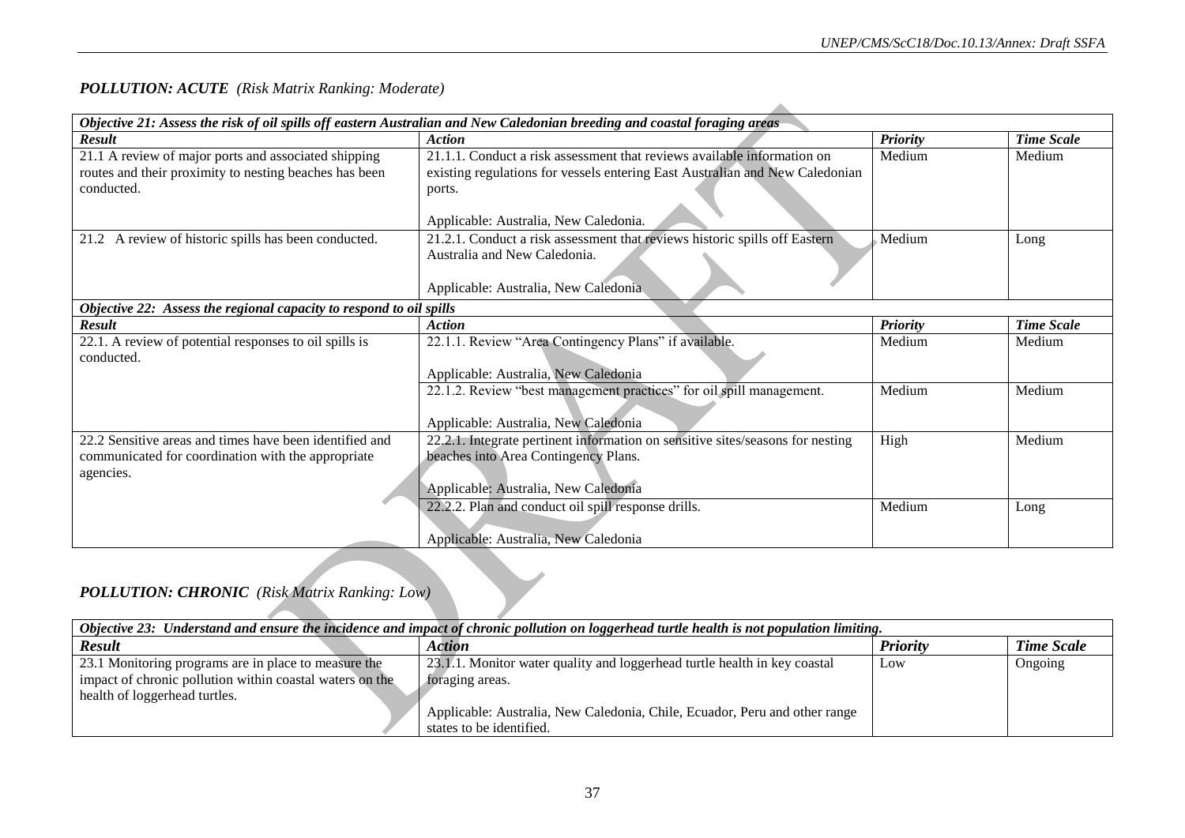## *POLLUTION: ACUTE (Risk Matrix Ranking: Moderate)*

| *Objective 21: Assess the risk of oil spills off eastern Australian and New Caledonian breeding and coastal foraging areas* | | | |
|---|---|---|---|
| ***Result*** | ***Action*** | ***Priority*** | ***Time Scale*** |
| 21.1 A review of major ports and associated shipping routes and their proximity to nesting beaches has been conducted. | 21.1.1. Conduct a risk assessment that reviews available information on existing regulations for vessels entering East Australian and New Caledonian ports.<br><br>Applicable: Australia, New Caledonia. | Medium | Medium |
| 21.2 A review of historic spills has been conducted. | 21.2.1. Conduct a risk assessment that reviews historic spills off Eastern Australia and New Caledonia.<br><br>Applicable: Australia, New Caledonia | Medium | Long |
| ***Objective 22: Assess the regional capacity to respond to oil spills*** | | | |
| ***Result*** | ***Action*** | ***Priority*** | ***Time Scale*** |
| 22.1. A review of potential responses to oil spills is conducted. | 22.1.1. Review "Area Contingency Plans" if available.<br><br>Applicable: Australia, New Caledonia | Medium | Medium |
| | 22.1.2. Review "best management practices" for oil spill management.<br><br>Applicable: Australia, New Caledonia | Medium | Medium |
| 22.2 Sensitive areas and times have been identified and communicated for coordination with the appropriate agencies. | 22.2.1. Integrate pertinent information on sensitive sites/seasons for nesting beaches into Area Contingency Plans.<br><br>Applicable: Australia, New Caledonia | High | Medium |
| | 22.2.2. Plan and conduct oil spill response drills.<br><br>Applicable: Australia, New Caledonia | Medium | Long |

## *POLLUTION: CHRONIC (Risk Matrix Ranking: Low)*

| *Objective 23: Understand and ensure the incidence and impact of chronic pollution on loggerhead turtle health is not population limiting.* | | | |
|---|---|---|---|
| ***Result*** | ***Action*** | ***Priority*** | ***Time Scale*** |
| 23.1 Monitoring programs are in place to measure the impact of chronic pollution within coastal waters on the health of loggerhead turtles. | 23.1.1. Monitor water quality and loggerhead turtle health in key coastal foraging areas.<br><br>Applicable: Australia, New Caledonia, Chile, Ecuador, Peru and other range states to be identified. | Low | Ongoing |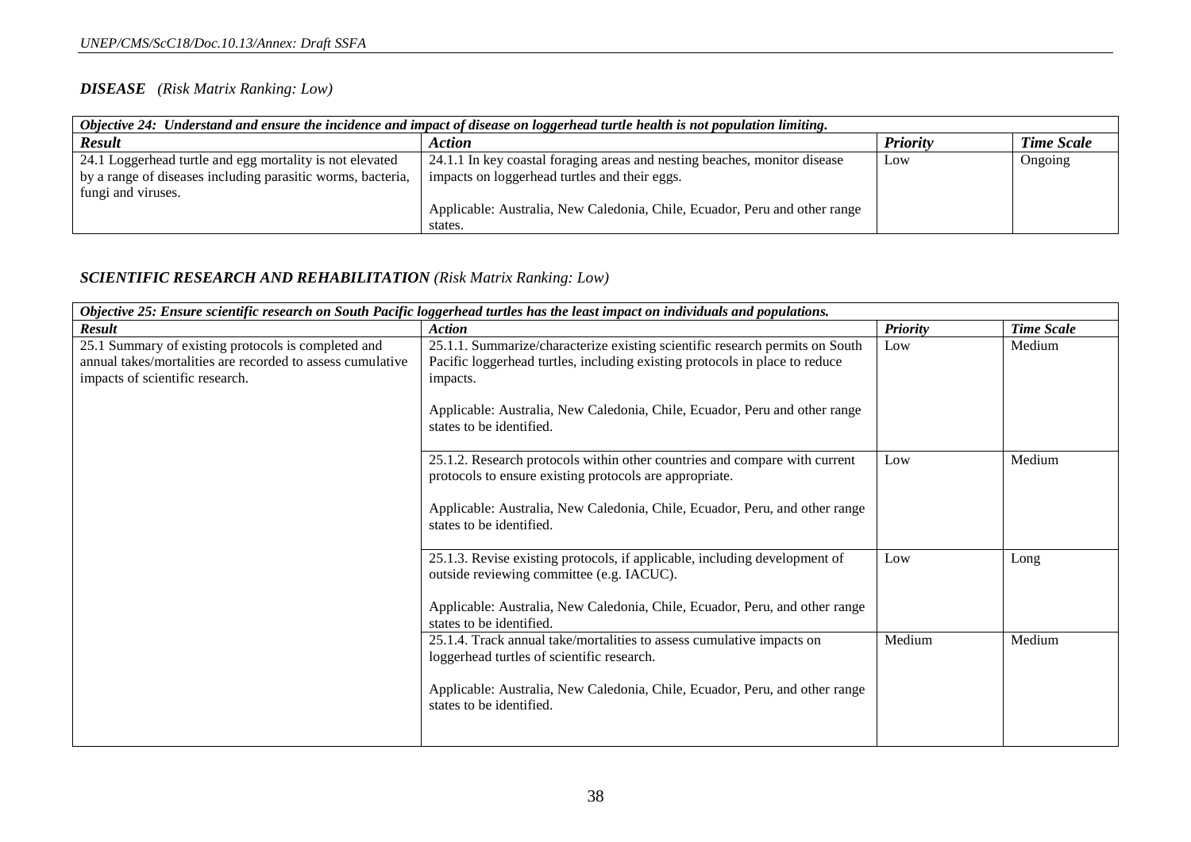***DISEASE*** *(Risk Matrix Ranking: Low)*

| *Objective 24: Understand and ensure the incidence and impact of disease on loggerhead turtle health is not population limiting.* | | | |
|---|---|---|---|
| ***Result*** | ***Action*** | ***Priority*** | ***Time Scale*** |
| 24.1 Loggerhead turtle and egg mortality is not elevated by a range of diseases including parasitic worms, bacteria, fungi and viruses. | 24.1.1 In key coastal foraging areas and nesting beaches, monitor disease impacts on loggerhead turtles and their eggs.<br><br>Applicable: Australia, New Caledonia, Chile, Ecuador, Peru and other range states. | Low | Ongoing |

***SCIENTIFIC RESEARCH AND REHABILITATION*** *(Risk Matrix Ranking: Low)*

| *Objective 25: Ensure scientific research on South Pacific loggerhead turtles has the least impact on individuals and populations.* | | | |
|---|---|---|---|
| ***Result*** | ***Action*** | ***Priority*** | ***Time Scale*** |
| 25.1 Summary of existing protocols is completed and annual takes/mortalities are recorded to assess cumulative impacts of scientific research. | 25.1.1. Summarize/characterize existing scientific research permits on South Pacific loggerhead turtles, including existing protocols in place to reduce impacts.<br><br>Applicable: Australia, New Caledonia, Chile, Ecuador, Peru and other range states to be identified. | Low | Medium |
| | 25.1.2. Research protocols within other countries and compare with current protocols to ensure existing protocols are appropriate.<br><br>Applicable: Australia, New Caledonia, Chile, Ecuador, Peru, and other range states to be identified. | Low | Medium |
| | 25.1.3. Revise existing protocols, if applicable, including development of outside reviewing committee (e.g. IACUC).<br><br>Applicable: Australia, New Caledonia, Chile, Ecuador, Peru, and other range states to be identified. | Low | Long |
| | 25.1.4. Track annual take/mortalities to assess cumulative impacts on loggerhead turtles of scientific research.<br><br>Applicable: Australia, New Caledonia, Chile, Ecuador, Peru, and other range states to be identified. | Medium | Medium |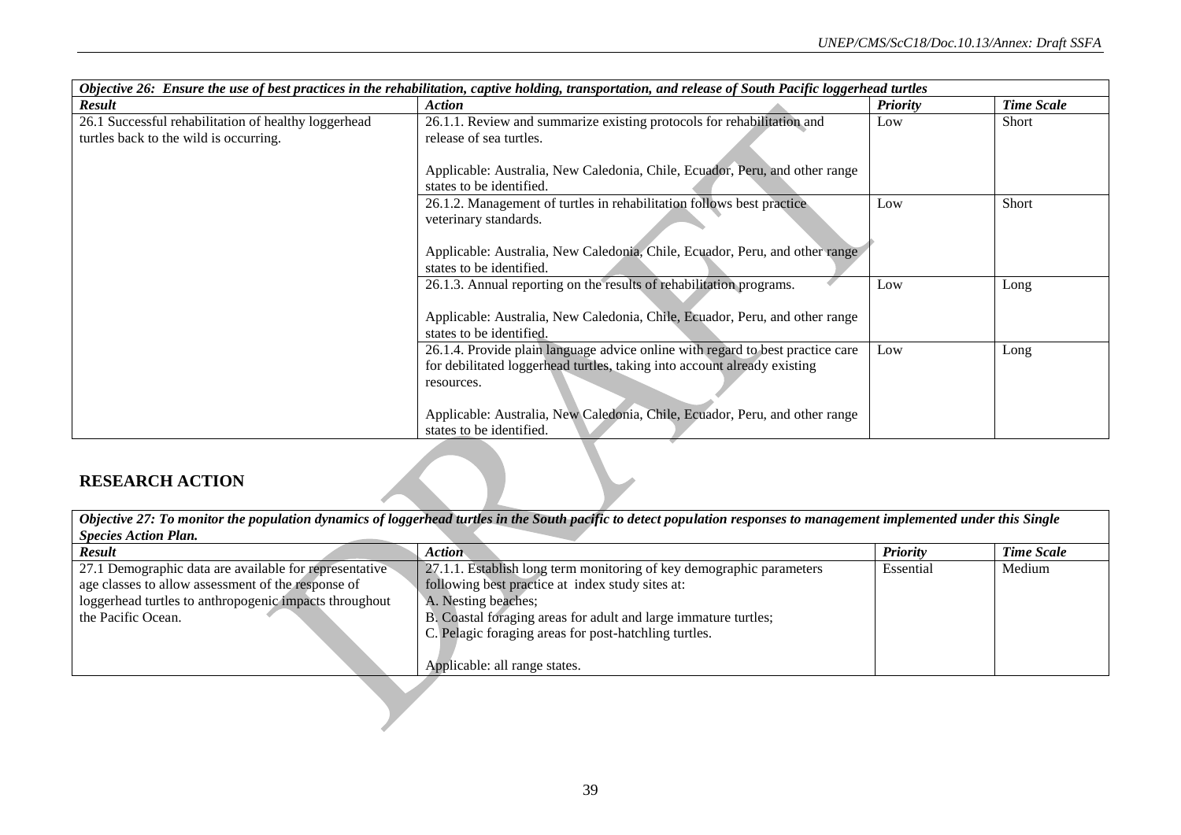| *Objective 26: Ensure the use of best practices in the rehabilitation, captive holding, transportation, and release of South Pacific loggerhead turtles* | | | |
|---|---|---|---|
| ***Result*** | ***Action*** | ***Priority*** | ***Time Scale*** |
| 26.1 Successful rehabilitation of healthy loggerhead turtles back to the wild is occurring. | 26.1.1. Review and summarize existing protocols for rehabilitation and release of sea turtles.<br><br>Applicable: Australia, New Caledonia, Chile, Ecuador, Peru, and other range states to be identified. | Low | Short |
| | 26.1.2. Management of turtles in rehabilitation follows best practice veterinary standards.<br><br>Applicable: Australia, New Caledonia, Chile, Ecuador, Peru, and other range states to be identified. | Low | Short |
| | 26.1.3. Annual reporting on the results of rehabilitation programs.<br><br>Applicable: Australia, New Caledonia, Chile, Ecuador, Peru, and other range states to be identified. | Low | Long |
| | 26.1.4. Provide plain language advice online with regard to best practice care for debilitated loggerhead turtles, taking into account already existing resources.<br><br>Applicable: Australia, New Caledonia, Chile, Ecuador, Peru, and other range states to be identified. | Low | Long |

## RESEARCH ACTION

| *Objective 27: To monitor the population dynamics of loggerhead turtles in the South pacific to detect population responses to management implemented under this Single Species Action Plan.* | | | |
|---|---|---|---|
| ***Result*** | ***Action*** | ***Priority*** | ***Time Scale*** |
| 27.1 Demographic data are available for representative age classes to allow assessment of the response of loggerhead turtles to anthropogenic impacts throughout the Pacific Ocean. | 27.1.1. Establish long term monitoring of key demographic parameters following best practice at index study sites at:<br>A. Nesting beaches;<br>B. Coastal foraging areas for adult and large immature turtles;<br>C. Pelagic foraging areas for post-hatchling turtles.<br><br>Applicable: all range states. | Essential | Medium |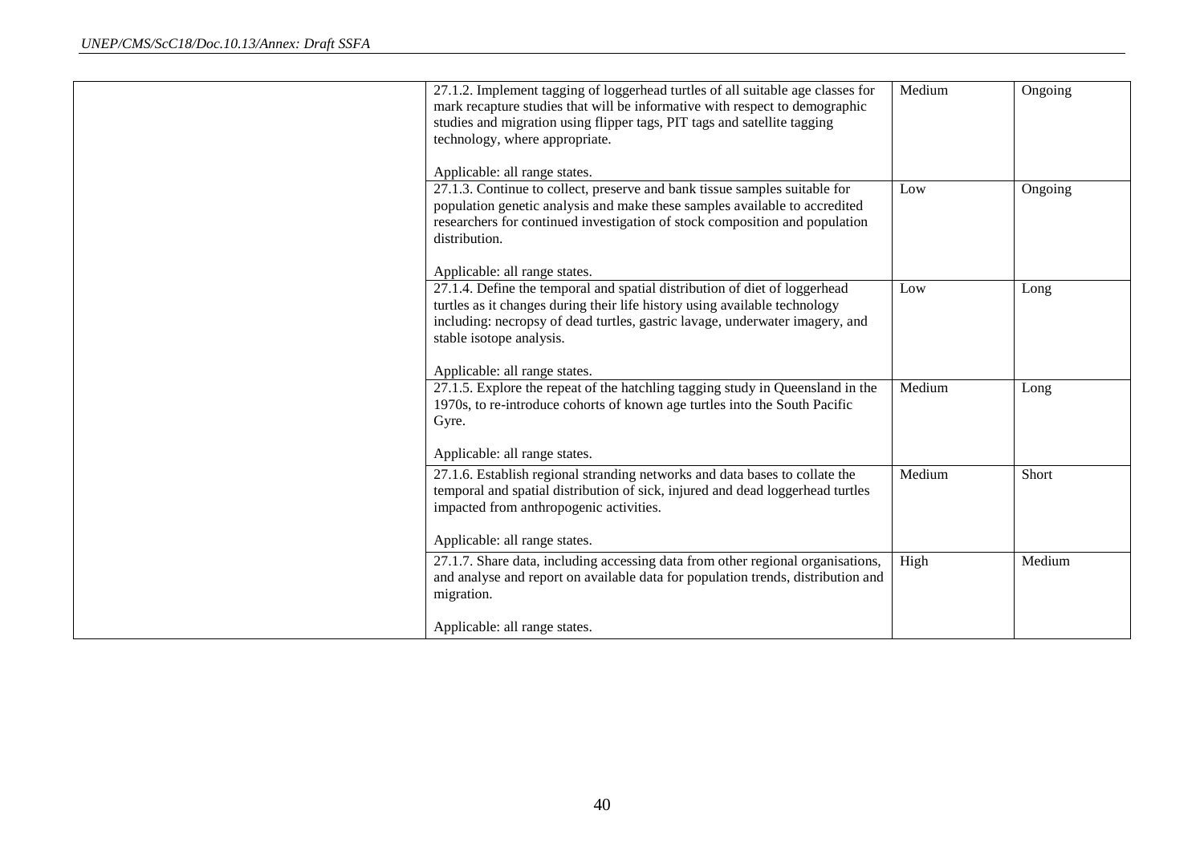| | | | |
|---|---|---|---|
| | 27.1.2. Implement tagging of loggerhead turtles of all suitable age classes for mark recapture studies that will be informative with respect to demographic studies and migration using flipper tags, PIT tags and satellite tagging technology, where appropriate.<br><br>Applicable: all range states. | Medium | Ongoing |
| | 27.1.3. Continue to collect, preserve and bank tissue samples suitable for population genetic analysis and make these samples available to accredited researchers for continued investigation of stock composition and population distribution.<br><br>Applicable: all range states. | Low | Ongoing |
| | 27.1.4. Define the temporal and spatial distribution of diet of loggerhead turtles as it changes during their life history using available technology including: necropsy of dead turtles, gastric lavage, underwater imagery, and stable isotope analysis.<br><br>Applicable: all range states. | Low | Long |
| | 27.1.5. Explore the repeat of the hatchling tagging study in Queensland in the 1970s, to re-introduce cohorts of known age turtles into the South Pacific Gyre.<br><br>Applicable: all range states. | Medium | Long |
| | 27.1.6. Establish regional stranding networks and data bases to collate the temporal and spatial distribution of sick, injured and dead loggerhead turtles impacted from anthropogenic activities.<br><br>Applicable: all range states. | Medium | Short |
| | 27.1.7. Share data, including accessing data from other regional organisations, and analyse and report on available data for population trends, distribution and migration.<br><br>Applicable: all range states. | High | Medium |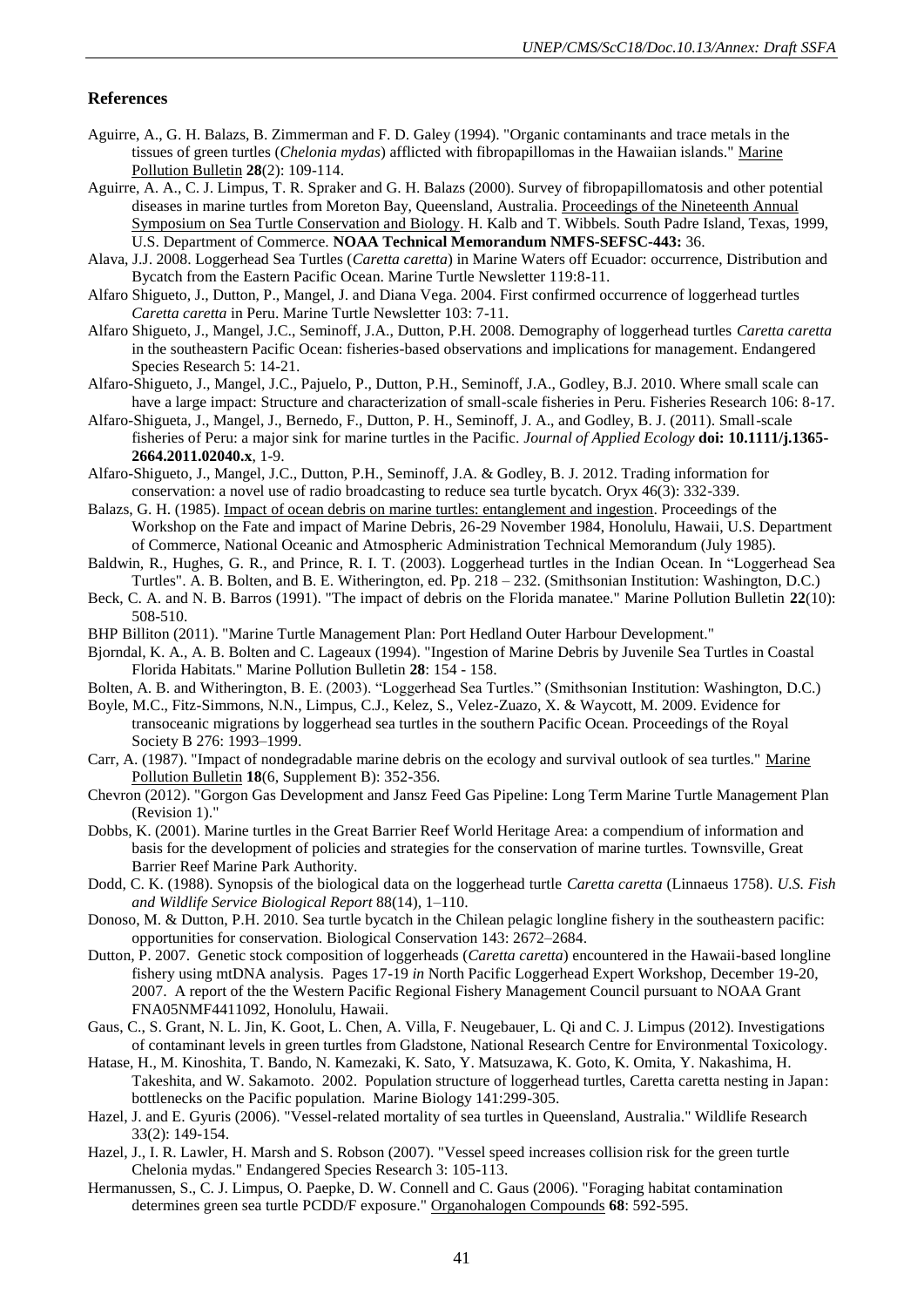## References

Aguirre, A., G. H. Balazs, B. Zimmerman and F. D. Galey (1994). "Organic contaminants and trace metals in the tissues of green turtles (*Chelonia mydas*) afflicted with fibropapillomas in the Hawaiian islands." Marine Pollution Bulletin **28**(2): 109-114.

Aguirre, A. A., C. J. Limpus, T. R. Spraker and G. H. Balazs (2000). Survey of fibropapillomatosis and other potential diseases in marine turtles from Moreton Bay, Queensland, Australia. Proceedings of the Nineteenth Annual Symposium on Sea Turtle Conservation and Biology. H. Kalb and T. Wibbels. South Padre Island, Texas, 1999, U.S. Department of Commerce. **NOAA Technical Memorandum NMFS-SEFSC-443:** 36.

Alava, J.J. 2008. Loggerhead Sea Turtles (*Caretta caretta*) in Marine Waters off Ecuador: occurrence, Distribution and Bycatch from the Eastern Pacific Ocean. Marine Turtle Newsletter 119:8-11.

Alfaro Shigueto, J., Dutton, P., Mangel, J. and Diana Vega. 2004. First confirmed occurrence of loggerhead turtles *Caretta caretta* in Peru. Marine Turtle Newsletter 103: 7-11.

Alfaro Shigueto, J., Mangel, J.C., Seminoff, J.A., Dutton, P.H. 2008. Demography of loggerhead turtles *Caretta caretta* in the southeastern Pacific Ocean: fisheries-based observations and implications for management. Endangered Species Research 5: 14-21.

Alfaro-Shigueto, J., Mangel, J.C., Pajuelo, P., Dutton, P.H., Seminoff, J.A., Godley, B.J. 2010. Where small scale can have a large impact: Structure and characterization of small-scale fisheries in Peru. Fisheries Research 106: 8-17.

Alfaro-Shigueta, J., Mangel, J., Bernedo, F., Dutton, P. H., Seminoff, J. A., and Godley, B. J. (2011). Small-scale fisheries of Peru: a major sink for marine turtles in the Pacific. *Journal of Applied Ecology* **doi: 10.1111/j.1365-2664.2011.02040.x**, 1-9.

Alfaro-Shigueto, J., Mangel, J.C., Dutton, P.H., Seminoff, J.A. & Godley, B. J. 2012. Trading information for conservation: a novel use of radio broadcasting to reduce sea turtle bycatch. Oryx 46(3): 332-339.

Balazs, G. H. (1985). Impact of ocean debris on marine turtles: entanglement and ingestion. Proceedings of the Workshop on the Fate and impact of Marine Debris, 26-29 November 1984, Honolulu, Hawaii, U.S. Department of Commerce, National Oceanic and Atmospheric Administration Technical Memorandum (July 1985).

Baldwin, R., Hughes, G. R., and Prince, R. I. T. (2003). Loggerhead turtles in the Indian Ocean. In "Loggerhead Sea Turtles". A. B. Bolten, and B. E. Witherington, ed. Pp. 218 – 232. (Smithsonian Institution: Washington, D.C.)

Beck, C. A. and N. B. Barros (1991). "The impact of debris on the Florida manatee." Marine Pollution Bulletin **22**(10): 508-510.

BHP Billiton (2011). "Marine Turtle Management Plan: Port Hedland Outer Harbour Development."

Bjorndal, K. A., A. B. Bolten and C. Lageaux (1994). "Ingestion of Marine Debris by Juvenile Sea Turtles in Coastal Florida Habitats." Marine Pollution Bulletin **28**: 154 - 158.

Bolten, A. B. and Witherington, B. E. (2003). "Loggerhead Sea Turtles." (Smithsonian Institution: Washington, D.C.)

Boyle, M.C., Fitz-Simmons, N.N., Limpus, C.J., Kelez, S., Velez-Zuazo, X. & Waycott, M. 2009. Evidence for transoceanic migrations by loggerhead sea turtles in the southern Pacific Ocean. Proceedings of the Royal Society B 276: 1993–1999.

Carr, A. (1987). "Impact of nondegradable marine debris on the ecology and survival outlook of sea turtles." Marine Pollution Bulletin **18**(6, Supplement B): 352-356.

Chevron (2012). "Gorgon Gas Development and Jansz Feed Gas Pipeline: Long Term Marine Turtle Management Plan (Revision 1)."

Dobbs, K. (2001). Marine turtles in the Great Barrier Reef World Heritage Area: a compendium of information and basis for the development of policies and strategies for the conservation of marine turtles. Townsville, Great Barrier Reef Marine Park Authority.

Dodd, C. K. (1988). Synopsis of the biological data on the loggerhead turtle *Caretta caretta* (Linnaeus 1758). *U.S. Fish and Wildlife Service Biological Report* 88(14), 1–110.

Donoso, M. & Dutton, P.H. 2010. Sea turtle bycatch in the Chilean pelagic longline fishery in the southeastern pacific: opportunities for conservation. Biological Conservation 143: 2672–2684.

Dutton, P. 2007. Genetic stock composition of loggerheads (*Caretta caretta*) encountered in the Hawaii-based longline fishery using mtDNA analysis. Pages 17-19 *in* North Pacific Loggerhead Expert Workshop, December 19-20, 2007. A report of the the Western Pacific Regional Fishery Management Council pursuant to NOAA Grant FNA05NMF4411092, Honolulu, Hawaii.

Gaus, C., S. Grant, N. L. Jin, K. Goot, L. Chen, A. Villa, F. Neugebauer, L. Qi and C. J. Limpus (2012). Investigations of contaminant levels in green turtles from Gladstone, National Research Centre for Environmental Toxicology.

Hatase, H., M. Kinoshita, T. Bando, N. Kamezaki, K. Sato, Y. Matsuzawa, K. Goto, K. Omita, Y. Nakashima, H. Takeshita, and W. Sakamoto. 2002. Population structure of loggerhead turtles, Caretta caretta nesting in Japan: bottlenecks on the Pacific population. Marine Biology 141:299-305.

Hazel, J. and E. Gyuris (2006). "Vessel-related mortality of sea turtles in Queensland, Australia." Wildlife Research 33(2): 149-154.

Hazel, J., I. R. Lawler, H. Marsh and S. Robson (2007). "Vessel speed increases collision risk for the green turtle Chelonia mydas." Endangered Species Research 3: 105-113.

Hermanussen, S., C. J. Limpus, O. Paepke, D. W. Connell and C. Gaus (2006). "Foraging habitat contamination determines green sea turtle PCDD/F exposure." Organohalogen Compounds **68**: 592-595.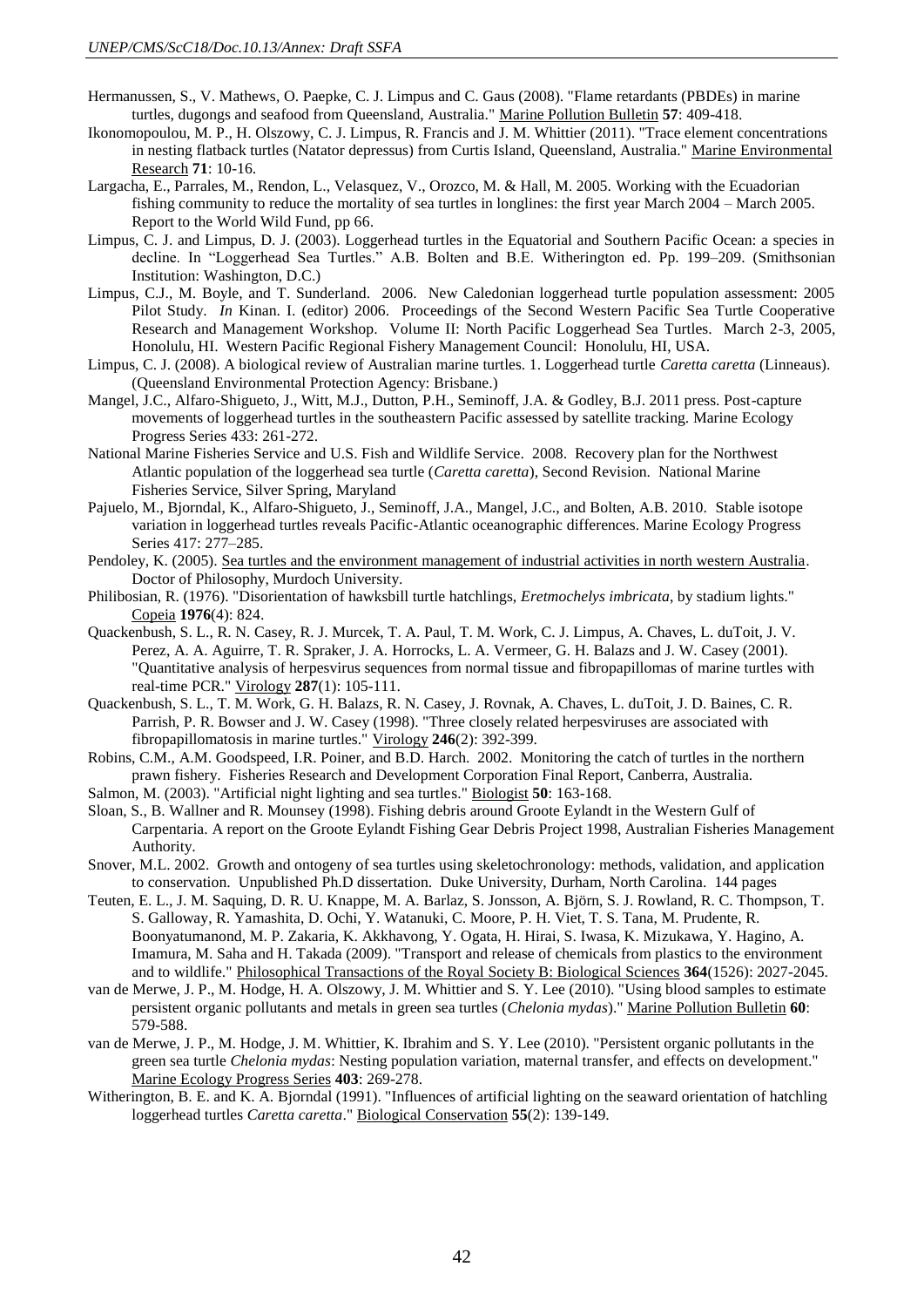Hermanussen, S., V. Mathews, O. Paepke, C. J. Limpus and C. Gaus (2008). "Flame retardants (PBDEs) in marine turtles, dugongs and seafood from Queensland, Australia." Marine Pollution Bulletin **57**: 409-418.

Ikonomopoulou, M. P., H. Olszowy, C. J. Limpus, R. Francis and J. M. Whittier (2011). "Trace element concentrations in nesting flatback turtles (Natator depressus) from Curtis Island, Queensland, Australia." Marine Environmental Research **71**: 10-16.

Largacha, E., Parrales, M., Rendon, L., Velasquez, V., Orozco, M. & Hall, M. 2005. Working with the Ecuadorian fishing community to reduce the mortality of sea turtles in longlines: the first year March 2004 – March 2005. Report to the World Wild Fund, pp 66.

Limpus, C. J. and Limpus, D. J. (2003). Loggerhead turtles in the Equatorial and Southern Pacific Ocean: a species in decline. In "Loggerhead Sea Turtles." A.B. Bolten and B.E. Witherington ed. Pp. 199–209. (Smithsonian Institution: Washington, D.C.)

Limpus, C.J., M. Boyle, and T. Sunderland. 2006. New Caledonian loggerhead turtle population assessment: 2005 Pilot Study. *In* Kinan. I. (editor) 2006. Proceedings of the Second Western Pacific Sea Turtle Cooperative Research and Management Workshop. Volume II: North Pacific Loggerhead Sea Turtles. March 2-3, 2005, Honolulu, HI. Western Pacific Regional Fishery Management Council: Honolulu, HI, USA.

Limpus, C. J. (2008). A biological review of Australian marine turtles. 1. Loggerhead turtle *Caretta caretta* (Linneaus). (Queensland Environmental Protection Agency: Brisbane.)

Mangel, J.C., Alfaro-Shigueto, J., Witt, M.J., Dutton, P.H., Seminoff, J.A. & Godley, B.J. 2011 press. Post-capture movements of loggerhead turtles in the southeastern Pacific assessed by satellite tracking. Marine Ecology Progress Series 433: 261-272.

National Marine Fisheries Service and U.S. Fish and Wildlife Service. 2008. Recovery plan for the Northwest Atlantic population of the loggerhead sea turtle (*Caretta caretta*), Second Revision. National Marine Fisheries Service, Silver Spring, Maryland

Pajuelo, M., Bjorndal, K., Alfaro-Shigueto, J., Seminoff, J.A., Mangel, J.C., and Bolten, A.B. 2010. Stable isotope variation in loggerhead turtles reveals Pacific-Atlantic oceanographic differences. Marine Ecology Progress Series 417: 277–285.

Pendoley, K. (2005). Sea turtles and the environment management of industrial activities in north western Australia. Doctor of Philosophy, Murdoch University.

Philibosian, R. (1976). "Disorientation of hawksbill turtle hatchlings, *Eretmochelys imbricata*, by stadium lights." Copeia **1976**(4): 824.

Quackenbush, S. L., R. N. Casey, R. J. Murcek, T. A. Paul, T. M. Work, C. J. Limpus, A. Chaves, L. duToit, J. V. Perez, A. A. Aguirre, T. R. Spraker, J. A. Horrocks, L. A. Vermeer, G. H. Balazs and J. W. Casey (2001). "Quantitative analysis of herpesvirus sequences from normal tissue and fibropapillomas of marine turtles with real-time PCR." Virology **287**(1): 105-111.

Quackenbush, S. L., T. M. Work, G. H. Balazs, R. N. Casey, J. Rovnak, A. Chaves, L. duToit, J. D. Baines, C. R. Parrish, P. R. Bowser and J. W. Casey (1998). "Three closely related herpesviruses are associated with fibropapillomatosis in marine turtles." Virology **246**(2): 392-399.

Robins, C.M., A.M. Goodspeed, I.R. Poiner, and B.D. Harch. 2002. Monitoring the catch of turtles in the northern prawn fishery. Fisheries Research and Development Corporation Final Report, Canberra, Australia.

Salmon, M. (2003). "Artificial night lighting and sea turtles." Biologist **50**: 163-168.

Sloan, S., B. Wallner and R. Mounsey (1998). Fishing debris around Groote Eylandt in the Western Gulf of Carpentaria. A report on the Groote Eylandt Fishing Gear Debris Project 1998, Australian Fisheries Management Authority.

Snover, M.L. 2002. Growth and ontogeny of sea turtles using skeletochronology: methods, validation, and application to conservation. Unpublished Ph.D dissertation. Duke University, Durham, North Carolina. 144 pages

Teuten, E. L., J. M. Saquing, D. R. U. Knappe, M. A. Barlaz, S. Jonsson, A. Björn, S. J. Rowland, R. C. Thompson, T. S. Galloway, R. Yamashita, D. Ochi, Y. Watanuki, C. Moore, P. H. Viet, T. S. Tana, M. Prudente, R. Boonyatumanond, M. P. Zakaria, K. Akkhavong, Y. Ogata, H. Hirai, S. Iwasa, K. Mizukawa, Y. Hagino, A. Imamura, M. Saha and H. Takada (2009). "Transport and release of chemicals from plastics to the environment and to wildlife." Philosophical Transactions of the Royal Society B: Biological Sciences **364**(1526): 2027-2045.

van de Merwe, J. P., M. Hodge, H. A. Olszowy, J. M. Whittier and S. Y. Lee (2010). "Using blood samples to estimate persistent organic pollutants and metals in green sea turtles (*Chelonia mydas*)." Marine Pollution Bulletin **60**: 579-588.

van de Merwe, J. P., M. Hodge, J. M. Whittier, K. Ibrahim and S. Y. Lee (2010). "Persistent organic pollutants in the green sea turtle *Chelonia mydas*: Nesting population variation, maternal transfer, and effects on development." Marine Ecology Progress Series **403**: 269-278.

Witherington, B. E. and K. A. Bjorndal (1991). "Influences of artificial lighting on the seaward orientation of hatchling loggerhead turtles *Caretta caretta*." Biological Conservation **55**(2): 139-149.